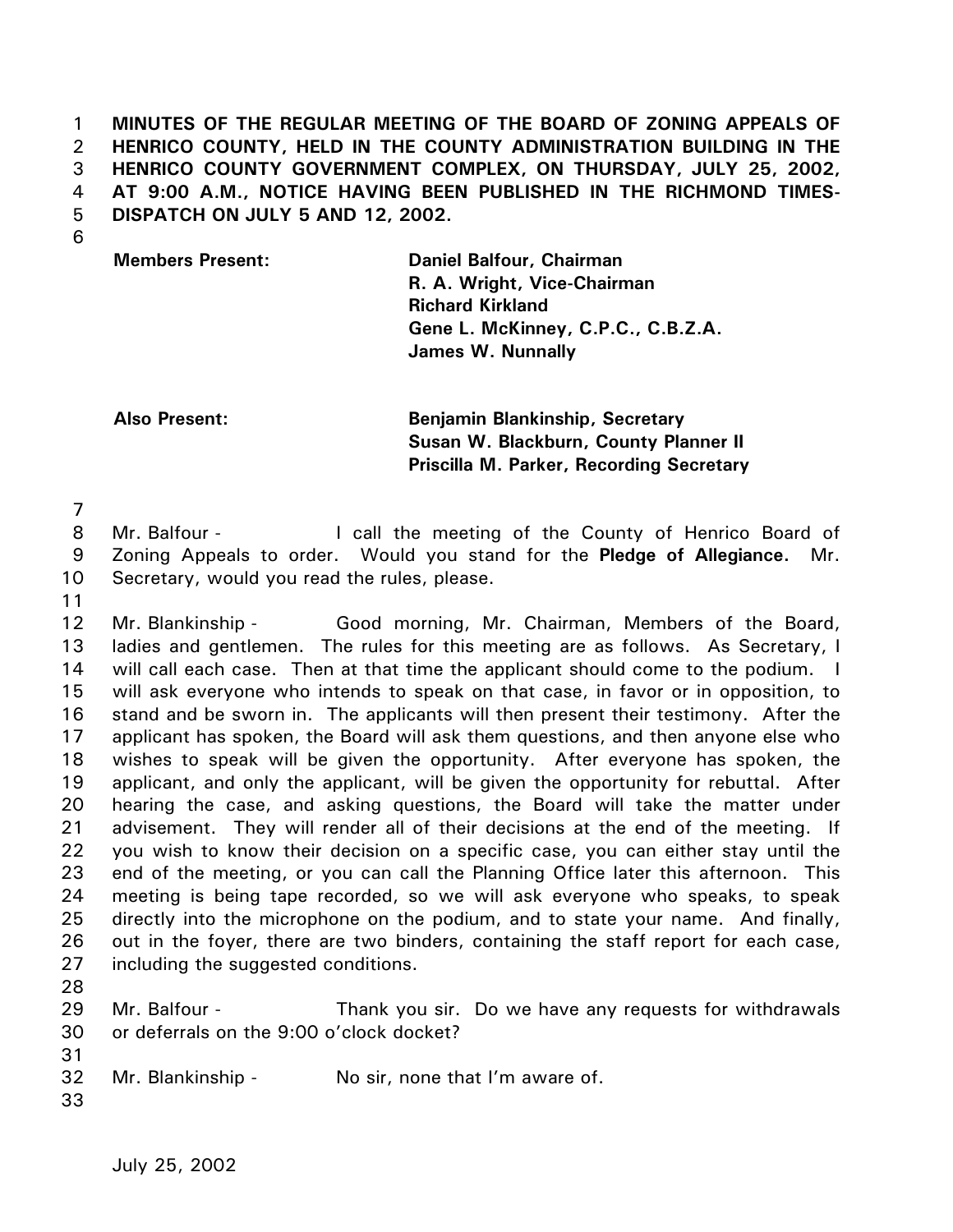**MINUTES OF THE REGULAR MEETING OF THE BOARD OF ZONING APPEALS OF HENRICO COUNTY, HELD IN THE COUNTY ADMINISTRATION BUILDING IN THE HENRICO COUNTY GOVERNMENT COMPLEX, ON THURSDAY, JULY 25, 2002, AT 9:00 A.M., NOTICE HAVING BEEN PUBLISHED IN THE RICHMOND TIMES-DISPATCH ON JULY 5 AND 12, 2002.**

| | |
|---|---|
| **Members Present:** | **Daniel Balfour, Chairman** |
| | **R. A. Wright, Vice-Chairman** |
| | **Richard Kirkland** |
| | **Gene L. McKinney, C.P.C., C.B.Z.A.** |
| | **James W. Nunnally** |
| | |
| **Also Present:** | **Benjamin Blankinship, Secretary** |
| | **Susan W. Blackburn, County Planner II** |
| | **Priscilla M. Parker, Recording Secretary** |

Mr. Balfour - I call the meeting of the County of Henrico Board of Zoning Appeals to order. Would you stand for the **Pledge of Allegiance.** Mr. Secretary, would you read the rules, please.

Mr. Blankinship - Good morning, Mr. Chairman, Members of the Board, ladies and gentlemen. The rules for this meeting are as follows. As Secretary, I will call each case. Then at that time the applicant should come to the podium. I will ask everyone who intends to speak on that case, in favor or in opposition, to stand and be sworn in. The applicants will then present their testimony. After the applicant has spoken, the Board will ask them questions, and then anyone else who wishes to speak will be given the opportunity. After everyone has spoken, the applicant, and only the applicant, will be given the opportunity for rebuttal. After hearing the case, and asking questions, the Board will take the matter under advisement. They will render all of their decisions at the end of the meeting. If you wish to know their decision on a specific case, you can either stay until the end of the meeting, or you can call the Planning Office later this afternoon. This meeting is being tape recorded, so we will ask everyone who speaks, to speak directly into the microphone on the podium, and to state your name. And finally, out in the foyer, there are two binders, containing the staff report for each case, including the suggested conditions.

Mr. Balfour - Thank you sir. Do we have any requests for withdrawals or deferrals on the 9:00 o'clock docket?

Mr. Blankinship - No sir, none that I'm aware of.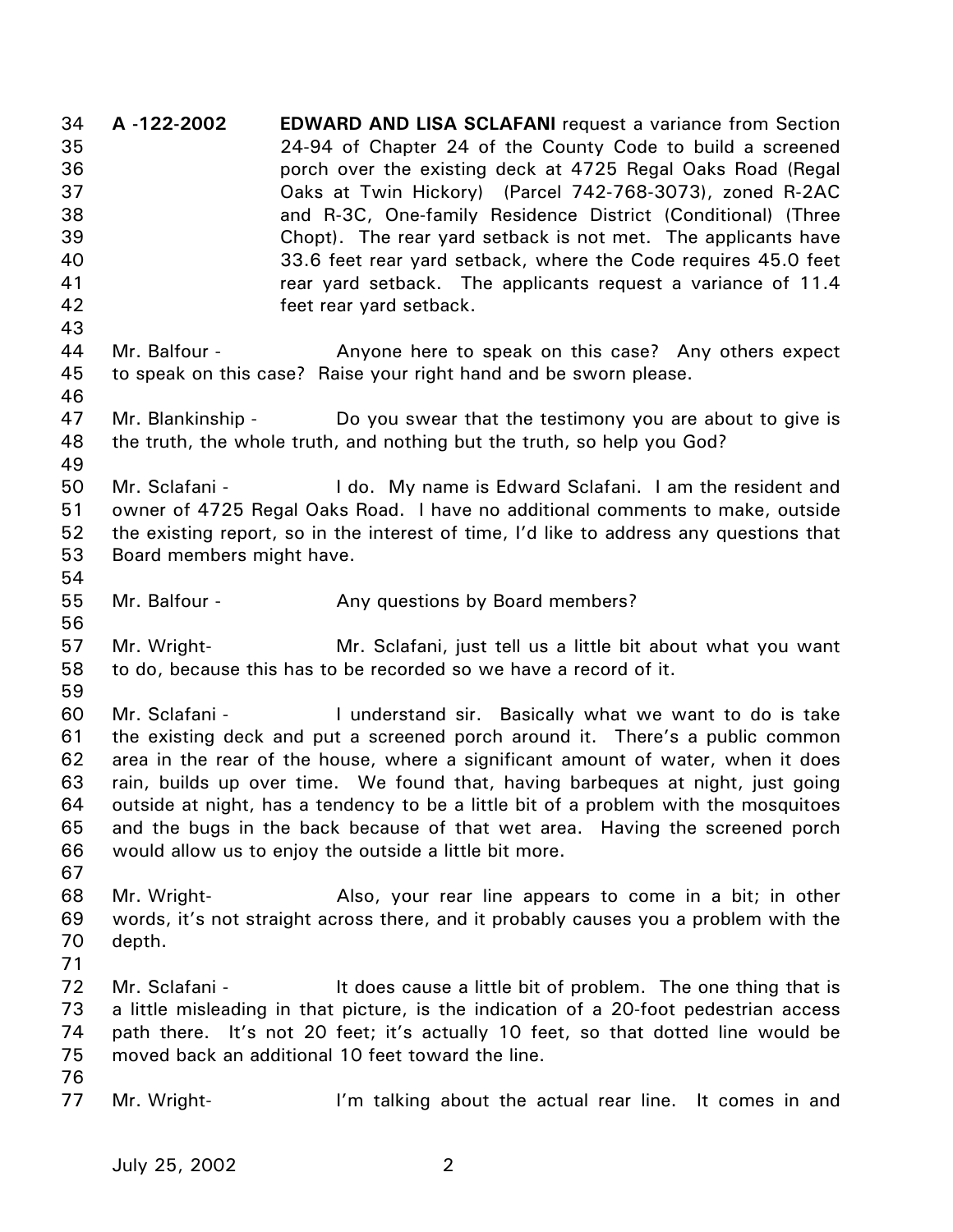**A -122-2002** **EDWARD AND LISA SCLAFANI** request a variance from Section 24-94 of Chapter 24 of the County Code to build a screened porch over the existing deck at 4725 Regal Oaks Road (Regal Oaks at Twin Hickory) (Parcel 742-768-3073), zoned R-2AC and R-3C, One-family Residence District (Conditional) (Three Chopt). The rear yard setback is not met. The applicants have 33.6 feet rear yard setback, where the Code requires 45.0 feet rear yard setback. The applicants request a variance of 11.4 feet rear yard setback.

Mr. Balfour - Anyone here to speak on this case? Any others expect to speak on this case? Raise your right hand and be sworn please.

Mr. Blankinship - Do you swear that the testimony you are about to give is the truth, the whole truth, and nothing but the truth, so help you God?

Mr. Sclafani - I do. My name is Edward Sclafani. I am the resident and owner of 4725 Regal Oaks Road. I have no additional comments to make, outside the existing report, so in the interest of time, I'd like to address any questions that Board members might have.

Mr. Balfour - Any questions by Board members?

Mr. Wright- Mr. Sclafani, just tell us a little bit about what you want to do, because this has to be recorded so we have a record of it.

Mr. Sclafani - I understand sir. Basically what we want to do is take the existing deck and put a screened porch around it. There's a public common area in the rear of the house, where a significant amount of water, when it does rain, builds up over time. We found that, having barbeques at night, just going outside at night, has a tendency to be a little bit of a problem with the mosquitoes and the bugs in the back because of that wet area. Having the screened porch would allow us to enjoy the outside a little bit more.

Mr. Wright- Also, your rear line appears to come in a bit; in other words, it's not straight across there, and it probably causes you a problem with the depth.

Mr. Sclafani - It does cause a little bit of problem. The one thing that is a little misleading in that picture, is the indication of a 20-foot pedestrian access path there. It's not 20 feet; it's actually 10 feet, so that dotted line would be moved back an additional 10 feet toward the line.

Mr. Wright- I'm talking about the actual rear line. It comes in and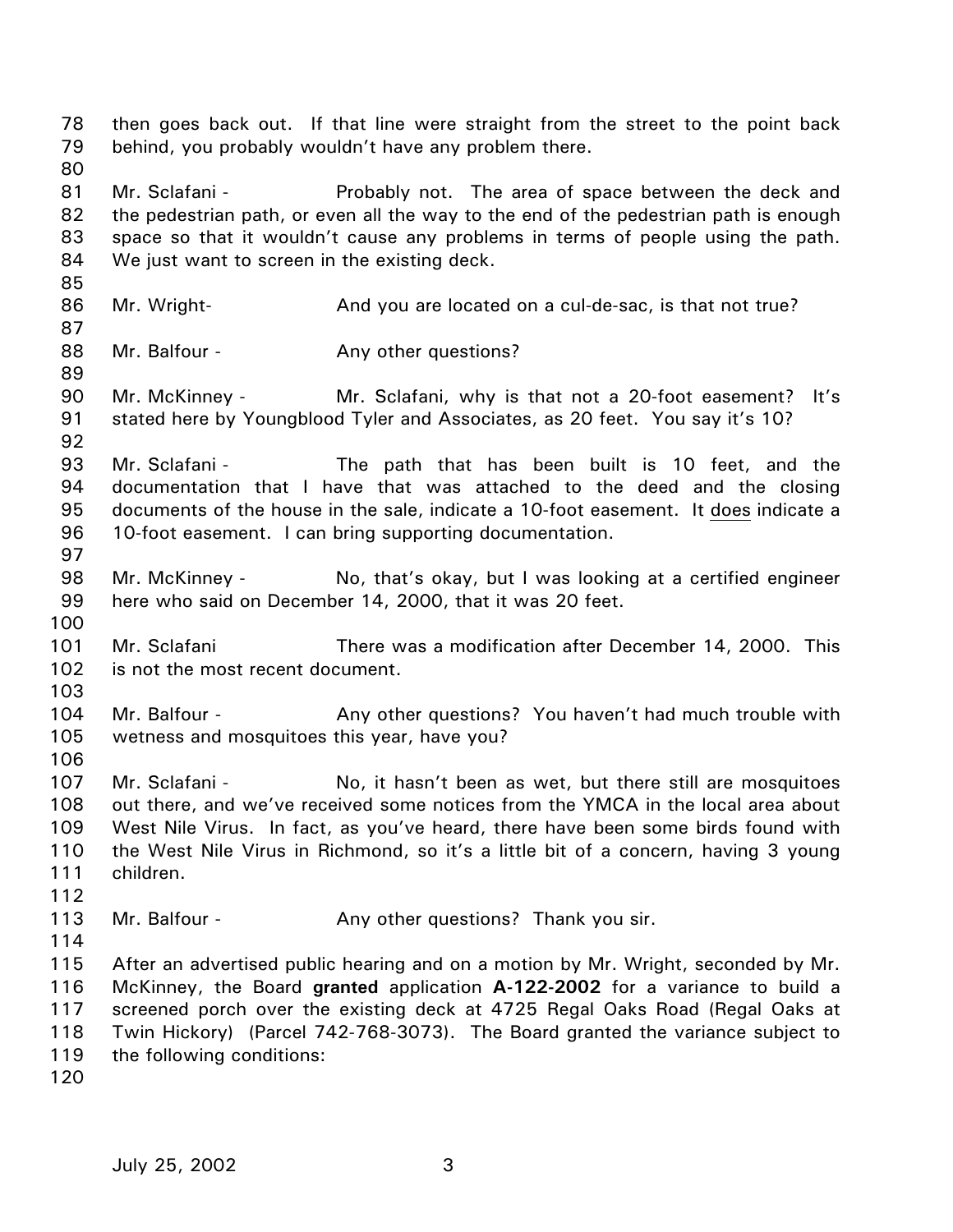then goes back out. If that line were straight from the street to the point back behind, you probably wouldn't have any problem there.

Mr. Sclafani - Probably not. The area of space between the deck and the pedestrian path, or even all the way to the end of the pedestrian path is enough space so that it wouldn't cause any problems in terms of people using the path. We just want to screen in the existing deck.

Mr. Wright- And you are located on a cul-de-sac, is that not true?

Mr. Balfour - Any other questions?

Mr. McKinney - Mr. Sclafani, why is that not a 20-foot easement? It's stated here by Youngblood Tyler and Associates, as 20 feet. You say it's 10?

Mr. Sclafani - The path that has been built is 10 feet, and the documentation that I have that was attached to the deed and the closing documents of the house in the sale, indicate a 10-foot easement. It does indicate a 10-foot easement. I can bring supporting documentation.

Mr. McKinney - No, that's okay, but I was looking at a certified engineer here who said on December 14, 2000, that it was 20 feet.

Mr. Sclafani There was a modification after December 14, 2000. This is not the most recent document.

Mr. Balfour - Any other questions? You haven't had much trouble with wetness and mosquitoes this year, have you?

Mr. Sclafani - No, it hasn't been as wet, but there still are mosquitoes out there, and we've received some notices from the YMCA in the local area about West Nile Virus. In fact, as you've heard, there have been some birds found with the West Nile Virus in Richmond, so it's a little bit of a concern, having 3 young children.

Mr. Balfour - Any other questions? Thank you sir.

After an advertised public hearing and on a motion by Mr. Wright, seconded by Mr. McKinney, the Board **granted** application **A-122-2002** for a variance to build a screened porch over the existing deck at 4725 Regal Oaks Road (Regal Oaks at Twin Hickory) (Parcel 742-768-3073). The Board granted the variance subject to the following conditions: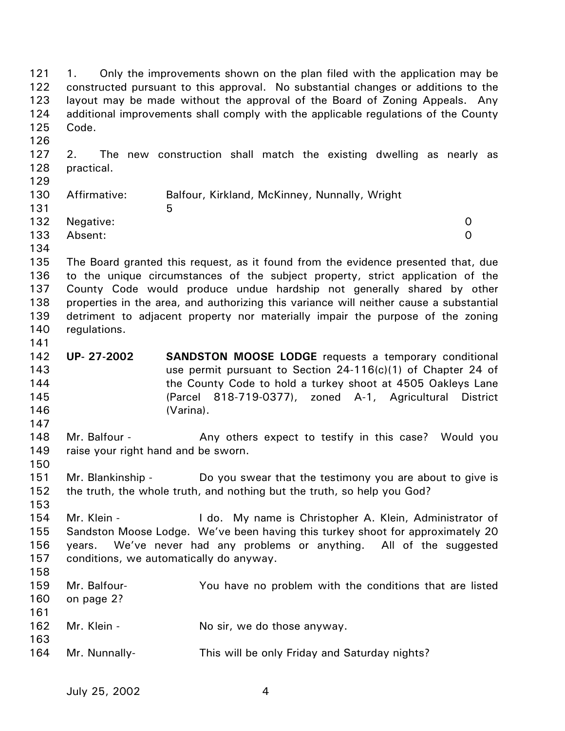1. Only the improvements shown on the plan filed with the application may be constructed pursuant to this approval. No substantial changes or additions to the layout may be made without the approval of the Board of Zoning Appeals. Any additional improvements shall comply with the applicable regulations of the County Code.

2. The new construction shall match the existing dwelling as nearly as practical.

Affirmative: Balfour, Kirkland, McKinney, Nunnally, Wright 5
Negative: 0
Absent: 0

The Board granted this request, as it found from the evidence presented that, due to the unique circumstances of the subject property, strict application of the County Code would produce undue hardship not generally shared by other properties in the area, and authorizing this variance will neither cause a substantial detriment to adjacent property nor materially impair the purpose of the zoning regulations.

**UP- 27-2002** **SANDSTON MOOSE LODGE** requests a temporary conditional use permit pursuant to Section 24-116(c)(1) of Chapter 24 of the County Code to hold a turkey shoot at 4505 Oakleys Lane (Parcel 818-719-0377), zoned A-1, Agricultural District (Varina).

Mr. Balfour - Any others expect to testify in this case? Would you raise your right hand and be sworn.

Mr. Blankinship - Do you swear that the testimony you are about to give is the truth, the whole truth, and nothing but the truth, so help you God?

Mr. Klein - I do. My name is Christopher A. Klein, Administrator of Sandston Moose Lodge. We've been having this turkey shoot for approximately 20 years. We've never had any problems or anything. All of the suggested conditions, we automatically do anyway.

Mr. Balfour- You have no problem with the conditions that are listed on page 2?

Mr. Klein - No sir, we do those anyway.

Mr. Nunnally- This will be only Friday and Saturday nights?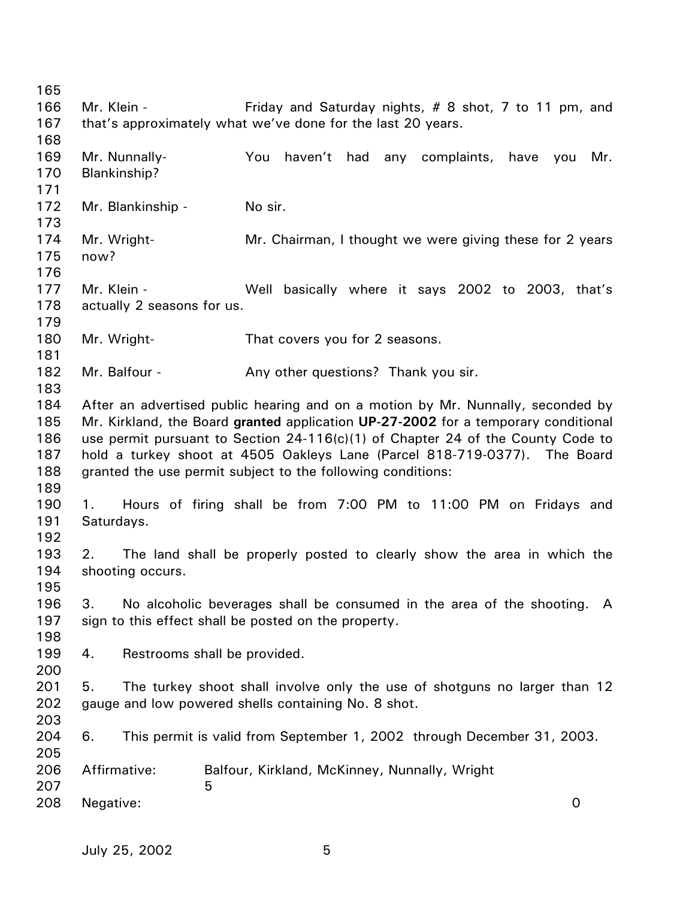Mr. Klein - Friday and Saturday nights, # 8 shot, 7 to 11 pm, and that's approximately what we've done for the last 20 years.

Mr. Nunnally- You haven't had any complaints, have you Mr. Blankinship?

Mr. Blankinship - No sir.

Mr. Wright- Mr. Chairman, I thought we were giving these for 2 years now?

Mr. Klein - Well basically where it says 2002 to 2003, that's actually 2 seasons for us.

Mr. Wright- That covers you for 2 seasons.

Mr. Balfour - Any other questions? Thank you sir.

After an advertised public hearing and on a motion by Mr. Nunnally, seconded by Mr. Kirkland, the Board **granted** application **UP-27-2002** for a temporary conditional use permit pursuant to Section 24-116(c)(1) of Chapter 24 of the County Code to hold a turkey shoot at 4505 Oakleys Lane (Parcel 818-719-0377). The Board granted the use permit subject to the following conditions:

1. Hours of firing shall be from 7:00 PM to 11:00 PM on Fridays and Saturdays.

2. The land shall be properly posted to clearly show the area in which the shooting occurs.

3. No alcoholic beverages shall be consumed in the area of the shooting. A sign to this effect shall be posted on the property.

4. Restrooms shall be provided.

5. The turkey shoot shall involve only the use of shotguns no larger than 12 gauge and low powered shells containing No. 8 shot.

6. This permit is valid from September 1, 2002 through December 31, 2003.

Affirmative: Balfour, Kirkland, McKinney, Nunnally, Wright 5

Negative: 0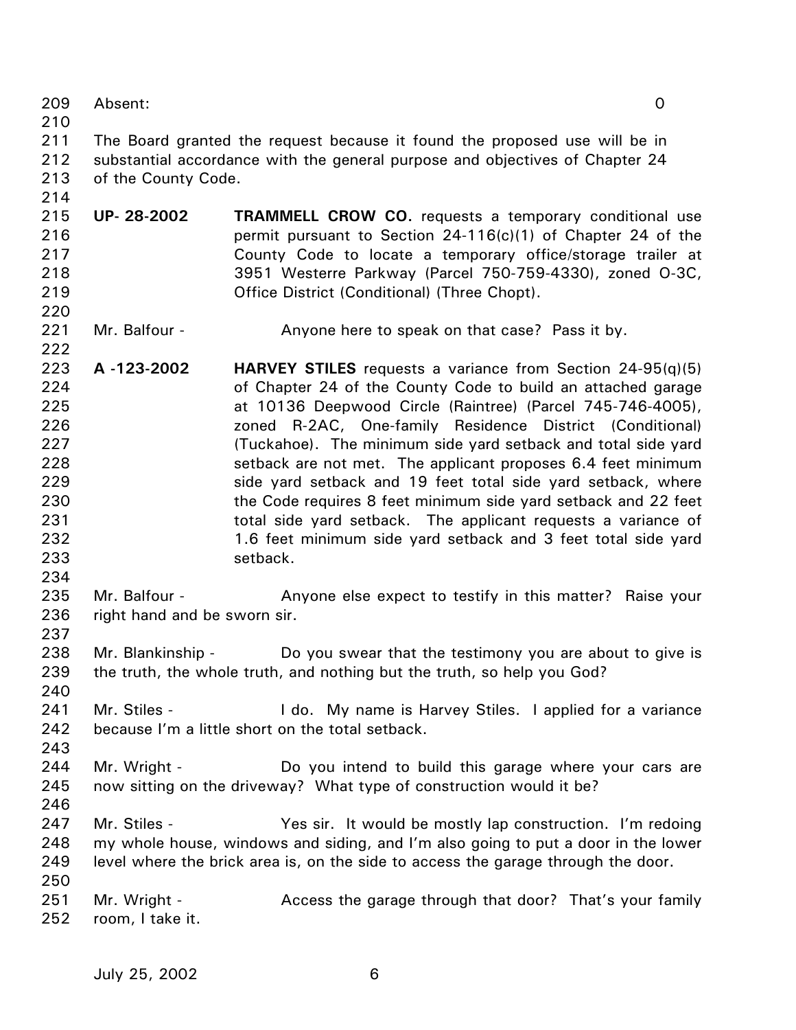Absent: 0

The Board granted the request because it found the proposed use will be in substantial accordance with the general purpose and objectives of Chapter 24 of the County Code.

**UP- 28-2002** **TRAMMELL CROW CO.** requests a temporary conditional use permit pursuant to Section 24-116(c)(1) of Chapter 24 of the County Code to locate a temporary office/storage trailer at 3951 Westerre Parkway (Parcel 750-759-4330), zoned O-3C, Office District (Conditional) (Three Chopt).

Mr. Balfour - Anyone here to speak on that case? Pass it by.

**A -123-2002** **HARVEY STILES** requests a variance from Section 24-95(q)(5) of Chapter 24 of the County Code to build an attached garage at 10136 Deepwood Circle (Raintree) (Parcel 745-746-4005), zoned R-2AC, One-family Residence District (Conditional) (Tuckahoe). The minimum side yard setback and total side yard setback are not met. The applicant proposes 6.4 feet minimum side yard setback and 19 feet total side yard setback, where the Code requires 8 feet minimum side yard setback and 22 feet total side yard setback. The applicant requests a variance of 1.6 feet minimum side yard setback and 3 feet total side yard setback.

Mr. Balfour - Anyone else expect to testify in this matter? Raise your right hand and be sworn sir.

Mr. Blankinship - Do you swear that the testimony you are about to give is the truth, the whole truth, and nothing but the truth, so help you God?

Mr. Stiles - I do. My name is Harvey Stiles. I applied for a variance because I'm a little short on the total setback.

Mr. Wright - Do you intend to build this garage where your cars are now sitting on the driveway? What type of construction would it be?

Mr. Stiles - Yes sir. It would be mostly lap construction. I'm redoing my whole house, windows and siding, and I'm also going to put a door in the lower level where the brick area is, on the side to access the garage through the door.

Mr. Wright - Access the garage through that door? That's your family room, I take it.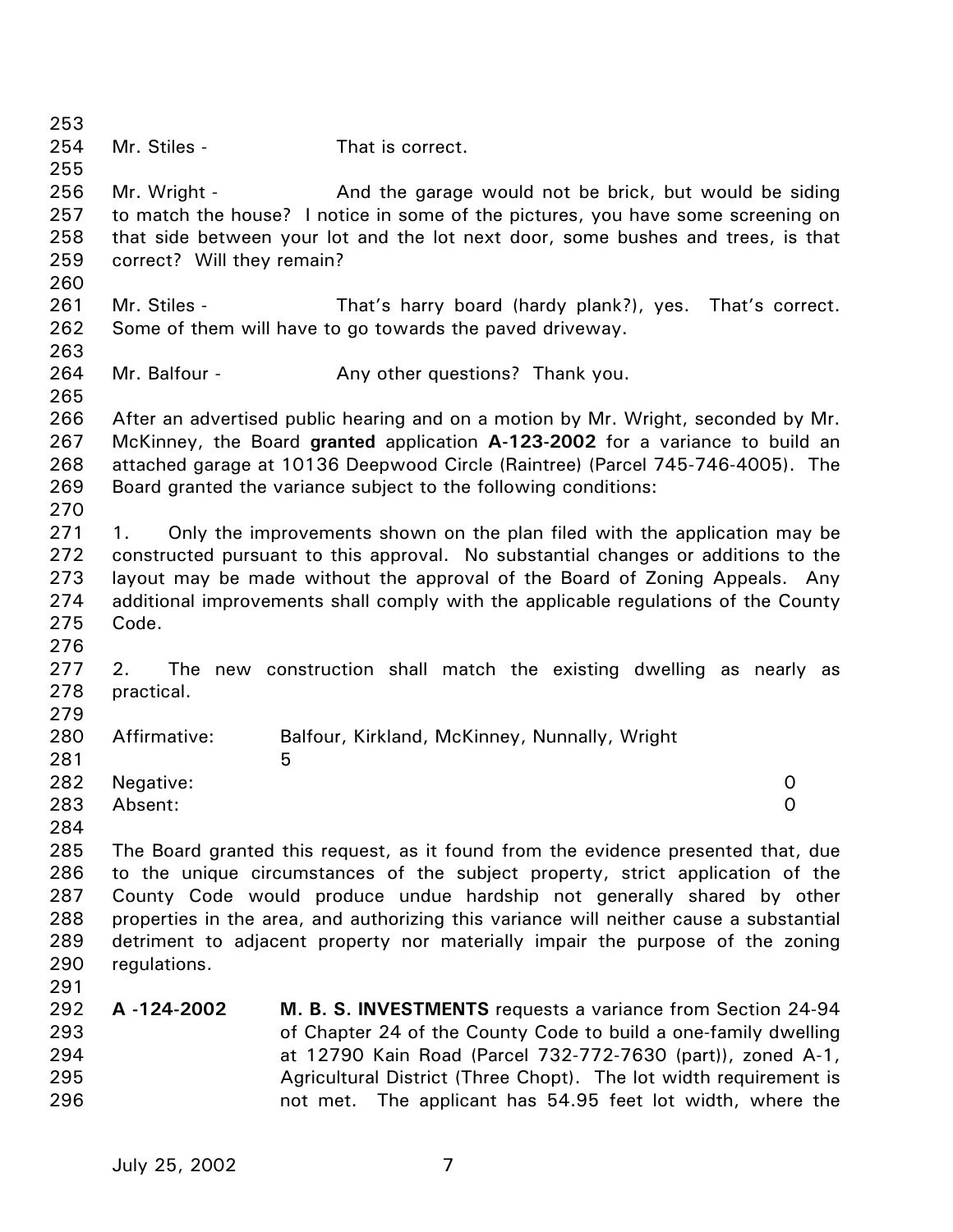Mr. Stiles - That is correct.

Mr. Wright - And the garage would not be brick, but would be siding to match the house? I notice in some of the pictures, you have some screening on that side between your lot and the lot next door, some bushes and trees, is that correct? Will they remain?

Mr. Stiles - That's harry board (hardy plank?), yes. That's correct. Some of them will have to go towards the paved driveway.

Mr. Balfour - Any other questions? Thank you.

After an advertised public hearing and on a motion by Mr. Wright, seconded by Mr. McKinney, the Board **granted** application **A-123-2002** for a variance to build an attached garage at 10136 Deepwood Circle (Raintree) (Parcel 745-746-4005). The Board granted the variance subject to the following conditions:

1. Only the improvements shown on the plan filed with the application may be constructed pursuant to this approval. No substantial changes or additions to the layout may be made without the approval of the Board of Zoning Appeals. Any additional improvements shall comply with the applicable regulations of the County Code.

2. The new construction shall match the existing dwelling as nearly as practical.

Affirmative: Balfour, Kirkland, McKinney, Nunnally, Wright 5
Negative: 0
Absent: 0

The Board granted this request, as it found from the evidence presented that, due to the unique circumstances of the subject property, strict application of the County Code would produce undue hardship not generally shared by other properties in the area, and authorizing this variance will neither cause a substantial detriment to adjacent property nor materially impair the purpose of the zoning regulations.

**A -124-2002** **M. B. S. INVESTMENTS** requests a variance from Section 24-94 of Chapter 24 of the County Code to build a one-family dwelling at 12790 Kain Road (Parcel 732-772-7630 (part)), zoned A-1, Agricultural District (Three Chopt). The lot width requirement is not met. The applicant has 54.95 feet lot width, where the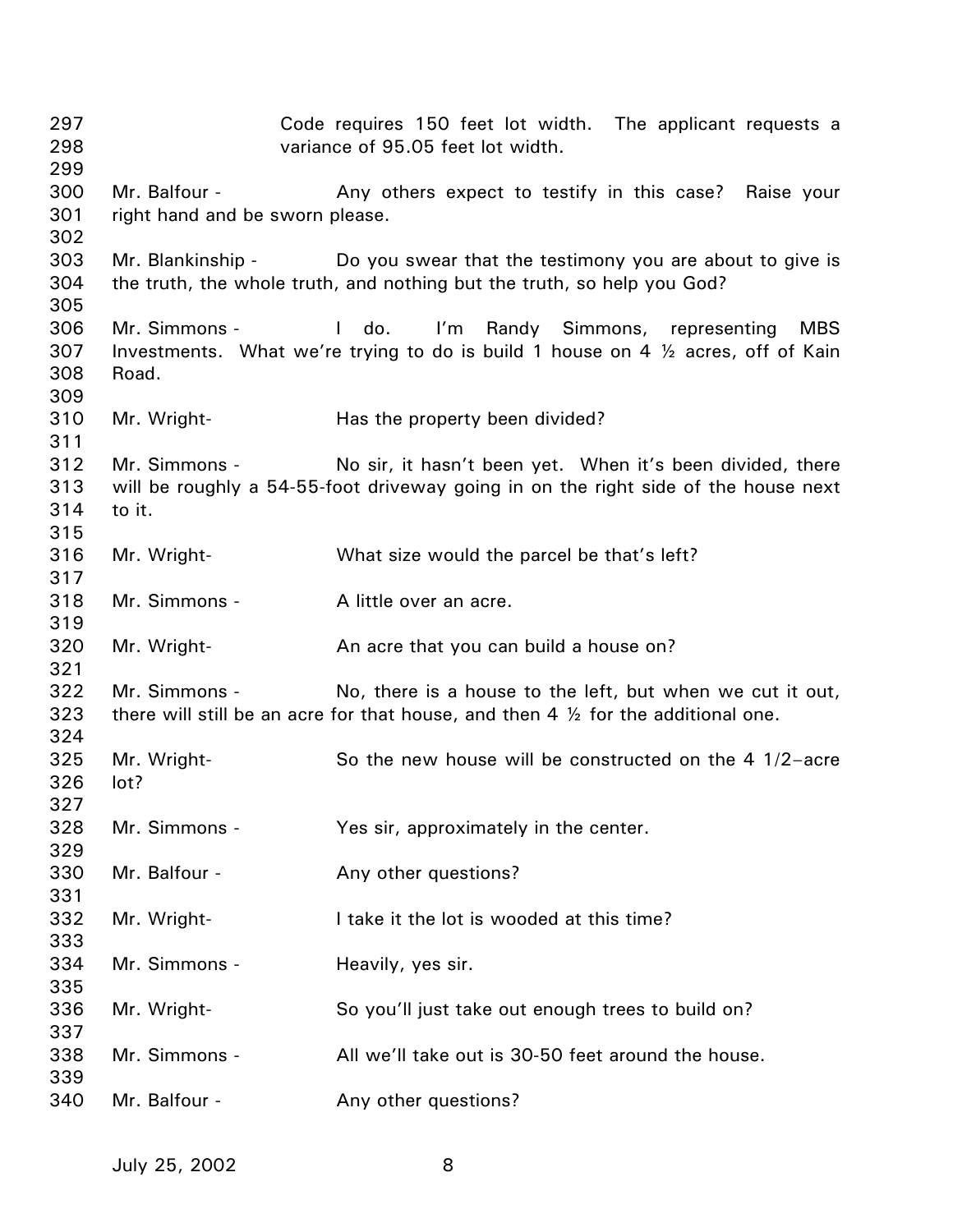Code requires 150 feet lot width. The applicant requests a variance of 95.05 feet lot width.

Mr. Balfour - Any others expect to testify in this case? Raise your right hand and be sworn please.

Mr. Blankinship - Do you swear that the testimony you are about to give is the truth, the whole truth, and nothing but the truth, so help you God?

Mr. Simmons - I do. I'm Randy Simmons, representing MBS Investments. What we're trying to do is build 1 house on 4 ½ acres, off of Kain Road.

Mr. Wright- Has the property been divided?

Mr. Simmons - No sir, it hasn't been yet. When it's been divided, there will be roughly a 54-55-foot driveway going in on the right side of the house next to it.

Mr. Wright- What size would the parcel be that's left?

Mr. Simmons - A little over an acre.

Mr. Wright- An acre that you can build a house on?

Mr. Simmons - No, there is a house to the left, but when we cut it out, there will still be an acre for that house, and then 4 ½ for the additional one.

Mr. Wright- So the new house will be constructed on the 4 1/2–acre lot?

Mr. Simmons - Yes sir, approximately in the center.

Mr. Balfour - Any other questions?

Mr. Wright- I take it the lot is wooded at this time?

Mr. Simmons - Heavily, yes sir.

Mr. Wright- So you'll just take out enough trees to build on?

Mr. Simmons - All we'll take out is 30-50 feet around the house.

Mr. Balfour - Any other questions?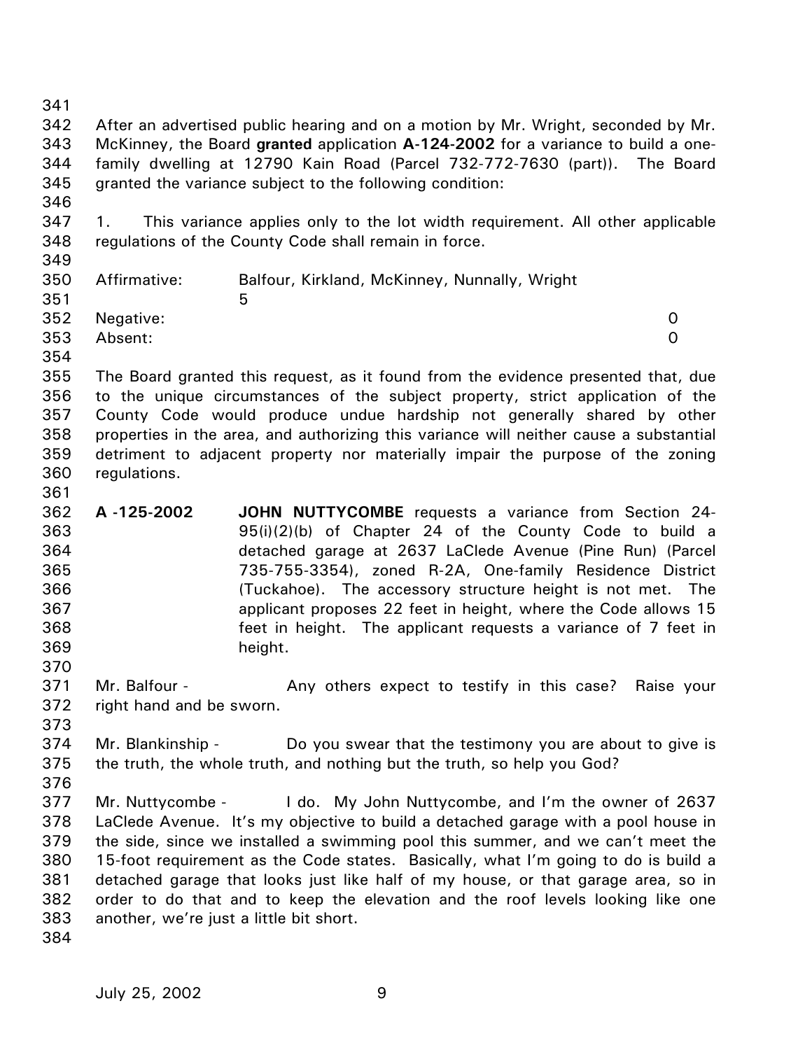After an advertised public hearing and on a motion by Mr. Wright, seconded by Mr. McKinney, the Board **granted** application **A-124-2002** for a variance to build a one-family dwelling at 12790 Kain Road (Parcel 732-772-7630 (part)). The Board granted the variance subject to the following condition:

1. This variance applies only to the lot width requirement. All other applicable regulations of the County Code shall remain in force.

| | | |
|---|---|---|
| Affirmative: | Balfour, Kirkland, McKinney, Nunnally, Wright | 5 |
| Negative: | | 0 |
| Absent: | | 0 |

The Board granted this request, as it found from the evidence presented that, due to the unique circumstances of the subject property, strict application of the County Code would produce undue hardship not generally shared by other properties in the area, and authorizing this variance will neither cause a substantial detriment to adjacent property nor materially impair the purpose of the zoning regulations.

**A -125-2002** **JOHN NUTTYCOMBE** requests a variance from Section 24-95(i)(2)(b) of Chapter 24 of the County Code to build a detached garage at 2637 LaClede Avenue (Pine Run) (Parcel 735-755-3354), zoned R-2A, One-family Residence District (Tuckahoe). The accessory structure height is not met. The applicant proposes 22 feet in height, where the Code allows 15 feet in height. The applicant requests a variance of 7 feet in height.

Mr. Balfour - Any others expect to testify in this case? Raise your right hand and be sworn.

Mr. Blankinship - Do you swear that the testimony you are about to give is the truth, the whole truth, and nothing but the truth, so help you God?

Mr. Nuttycombe - I do. My John Nuttycombe, and I'm the owner of 2637 LaClede Avenue. It's my objective to build a detached garage with a pool house in the side, since we installed a swimming pool this summer, and we can't meet the 15-foot requirement as the Code states. Basically, what I'm going to do is build a detached garage that looks just like half of my house, or that garage area, so in order to do that and to keep the elevation and the roof levels looking like one another, we're just a little bit short.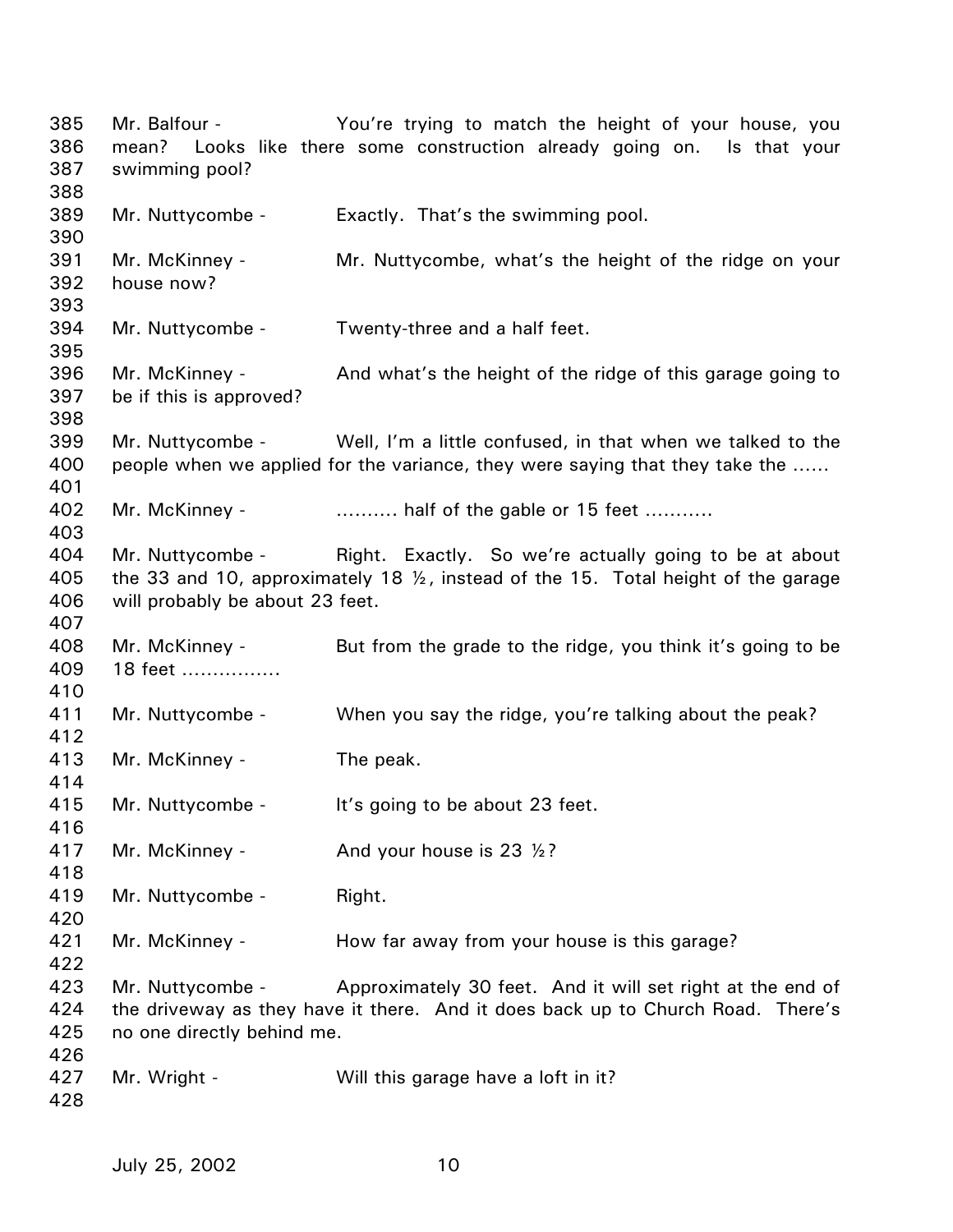Mr. Balfour - You're trying to match the height of your house, you mean? Looks like there some construction already going on. Is that your swimming pool?

Mr. Nuttycombe - Exactly. That's the swimming pool.

Mr. McKinney - Mr. Nuttycombe, what's the height of the ridge on your house now?

Mr. Nuttycombe - Twenty-three and a half feet.

Mr. McKinney - And what's the height of the ridge of this garage going to be if this is approved?

Mr. Nuttycombe - Well, I'm a little confused, in that when we talked to the people when we applied for the variance, they were saying that they take the ......

Mr. McKinney - .......... half of the gable or 15 feet ...........

Mr. Nuttycombe - Right. Exactly. So we're actually going to be at about the 33 and 10, approximately 18 ½, instead of the 15. Total height of the garage will probably be about 23 feet.

Mr. McKinney - But from the grade to the ridge, you think it's going to be 18 feet ................

Mr. Nuttycombe - When you say the ridge, you're talking about the peak?

Mr. McKinney - The peak.

Mr. Nuttycombe - It's going to be about 23 feet.

Mr. McKinney - And your house is 23 ½?

Mr. Nuttycombe - Right.

Mr. McKinney - How far away from your house is this garage?

Mr. Nuttycombe - Approximately 30 feet. And it will set right at the end of the driveway as they have it there. And it does back up to Church Road. There's no one directly behind me.

Mr. Wright - Will this garage have a loft in it?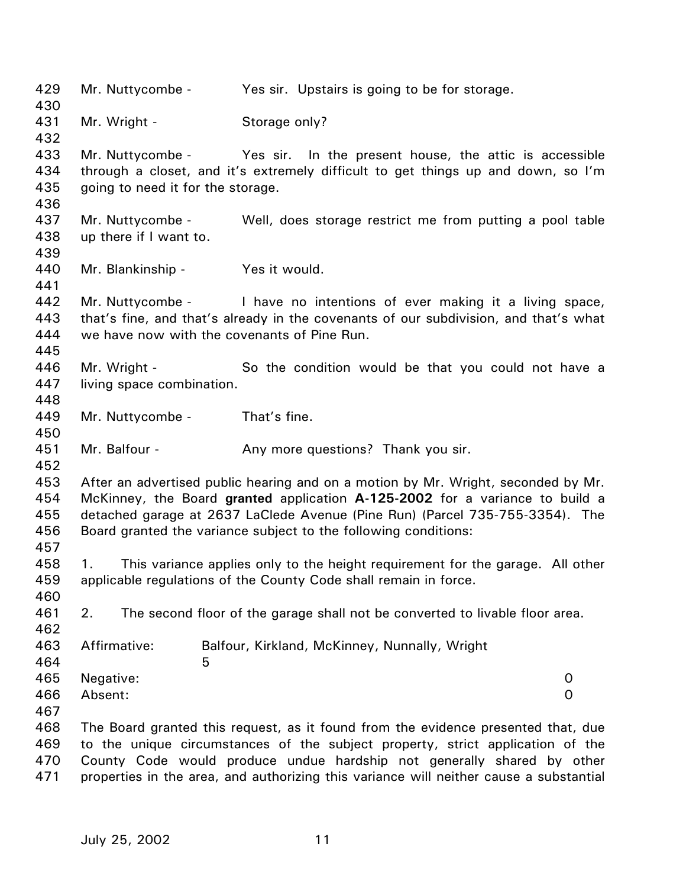Mr. Nuttycombe - Yes sir. Upstairs is going to be for storage.

Mr. Wright - Storage only?

Mr. Nuttycombe - Yes sir. In the present house, the attic is accessible through a closet, and it's extremely difficult to get things up and down, so I'm going to need it for the storage.

Mr. Nuttycombe - Well, does storage restrict me from putting a pool table up there if I want to.

Mr. Blankinship - Yes it would.

Mr. Nuttycombe - I have no intentions of ever making it a living space, that's fine, and that's already in the covenants of our subdivision, and that's what we have now with the covenants of Pine Run.

Mr. Wright - So the condition would be that you could not have a living space combination.

Mr. Nuttycombe - That's fine.

Mr. Balfour - Any more questions? Thank you sir.

After an advertised public hearing and on a motion by Mr. Wright, seconded by Mr. McKinney, the Board **granted** application **A-125-2002** for a variance to build a detached garage at 2637 LaClede Avenue (Pine Run) (Parcel 735-755-3354). The Board granted the variance subject to the following conditions:

1. This variance applies only to the height requirement for the garage. All other applicable regulations of the County Code shall remain in force.

2. The second floor of the garage shall not be converted to livable floor area.

Affirmative: Balfour, Kirkland, McKinney, Nunnally, Wright 5
Negative: 0
Absent: 0

The Board granted this request, as it found from the evidence presented that, due to the unique circumstances of the subject property, strict application of the County Code would produce undue hardship not generally shared by other properties in the area, and authorizing this variance will neither cause a substantial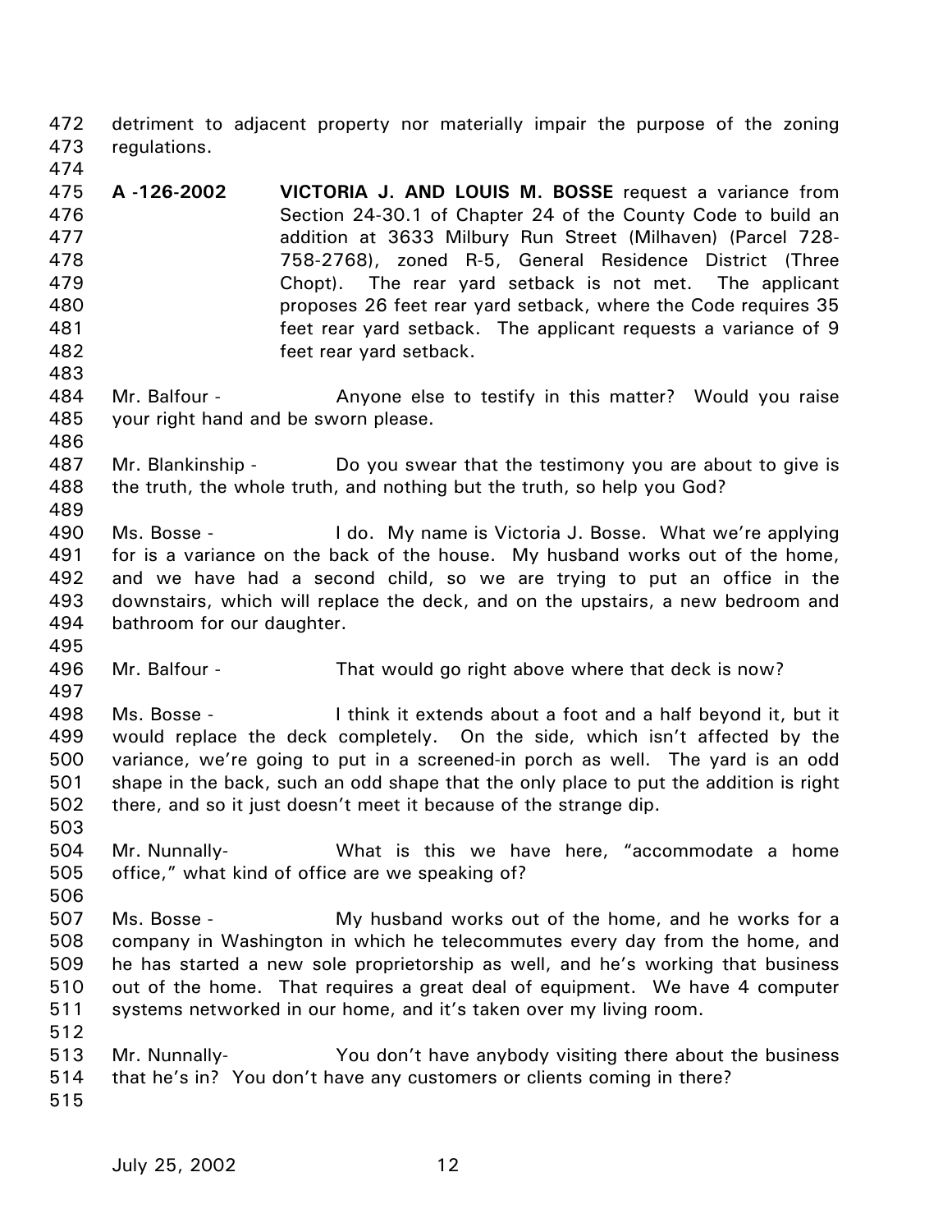detriment to adjacent property nor materially impair the purpose of the zoning regulations.

**A -126-2002** **VICTORIA J. AND LOUIS M. BOSSE** request a variance from Section 24-30.1 of Chapter 24 of the County Code to build an addition at 3633 Milbury Run Street (Milhaven) (Parcel 728-758-2768), zoned R-5, General Residence District (Three Chopt). The rear yard setback is not met. The applicant proposes 26 feet rear yard setback, where the Code requires 35 feet rear yard setback. The applicant requests a variance of 9 feet rear yard setback.

Mr. Balfour - Anyone else to testify in this matter? Would you raise your right hand and be sworn please.

Mr. Blankinship - Do you swear that the testimony you are about to give is the truth, the whole truth, and nothing but the truth, so help you God?

Ms. Bosse - I do. My name is Victoria J. Bosse. What we're applying for is a variance on the back of the house. My husband works out of the home, and we have had a second child, so we are trying to put an office in the downstairs, which will replace the deck, and on the upstairs, a new bedroom and bathroom for our daughter.

Mr. Balfour - That would go right above where that deck is now?

Ms. Bosse - I think it extends about a foot and a half beyond it, but it would replace the deck completely. On the side, which isn't affected by the variance, we're going to put in a screened-in porch as well. The yard is an odd shape in the back, such an odd shape that the only place to put the addition is right there, and so it just doesn't meet it because of the strange dip.

Mr. Nunnally- What is this we have here, "accommodate a home office," what kind of office are we speaking of?

Ms. Bosse - My husband works out of the home, and he works for a company in Washington in which he telecommutes every day from the home, and he has started a new sole proprietorship as well, and he's working that business out of the home. That requires a great deal of equipment. We have 4 computer systems networked in our home, and it's taken over my living room.

Mr. Nunnally- You don't have anybody visiting there about the business that he's in? You don't have any customers or clients coming in there?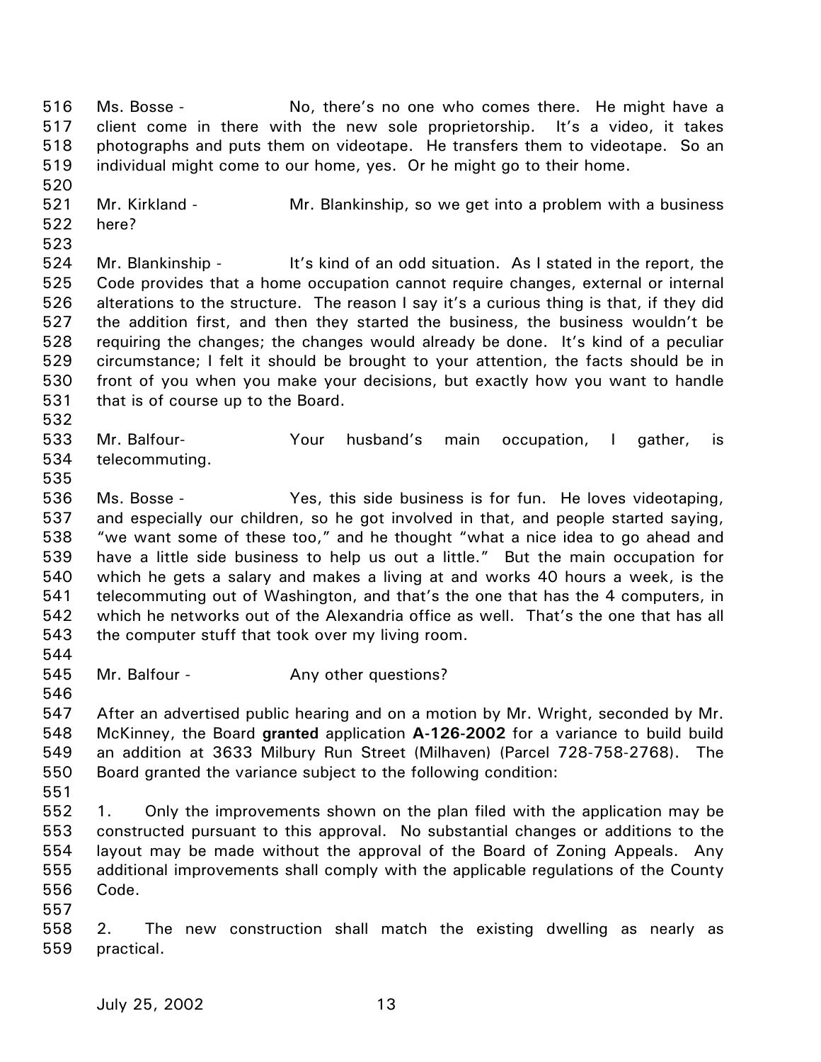Ms. Bosse - No, there's no one who comes there. He might have a client come in there with the new sole proprietorship. It's a video, it takes photographs and puts them on videotape. He transfers them to videotape. So an individual might come to our home, yes. Or he might go to their home.

Mr. Kirkland - Mr. Blankinship, so we get into a problem with a business here?

Mr. Blankinship - It's kind of an odd situation. As I stated in the report, the Code provides that a home occupation cannot require changes, external or internal alterations to the structure. The reason I say it's a curious thing is that, if they did the addition first, and then they started the business, the business wouldn't be requiring the changes; the changes would already be done. It's kind of a peculiar circumstance; I felt it should be brought to your attention, the facts should be in front of you when you make your decisions, but exactly how you want to handle that is of course up to the Board.

Mr. Balfour- Your husband's main occupation, I gather, is telecommuting.

Ms. Bosse - Yes, this side business is for fun. He loves videotaping, and especially our children, so he got involved in that, and people started saying, "we want some of these too," and he thought "what a nice idea to go ahead and have a little side business to help us out a little." But the main occupation for which he gets a salary and makes a living at and works 40 hours a week, is the telecommuting out of Washington, and that's the one that has the 4 computers, in which he networks out of the Alexandria office as well. That's the one that has all the computer stuff that took over my living room.

Mr. Balfour - Any other questions?

After an advertised public hearing and on a motion by Mr. Wright, seconded by Mr. McKinney, the Board **granted** application **A-126-2002** for a variance to build build an addition at 3633 Milbury Run Street (Milhaven) (Parcel 728-758-2768). The Board granted the variance subject to the following condition:

1. Only the improvements shown on the plan filed with the application may be constructed pursuant to this approval. No substantial changes or additions to the layout may be made without the approval of the Board of Zoning Appeals. Any additional improvements shall comply with the applicable regulations of the County Code.

2. The new construction shall match the existing dwelling as nearly as practical.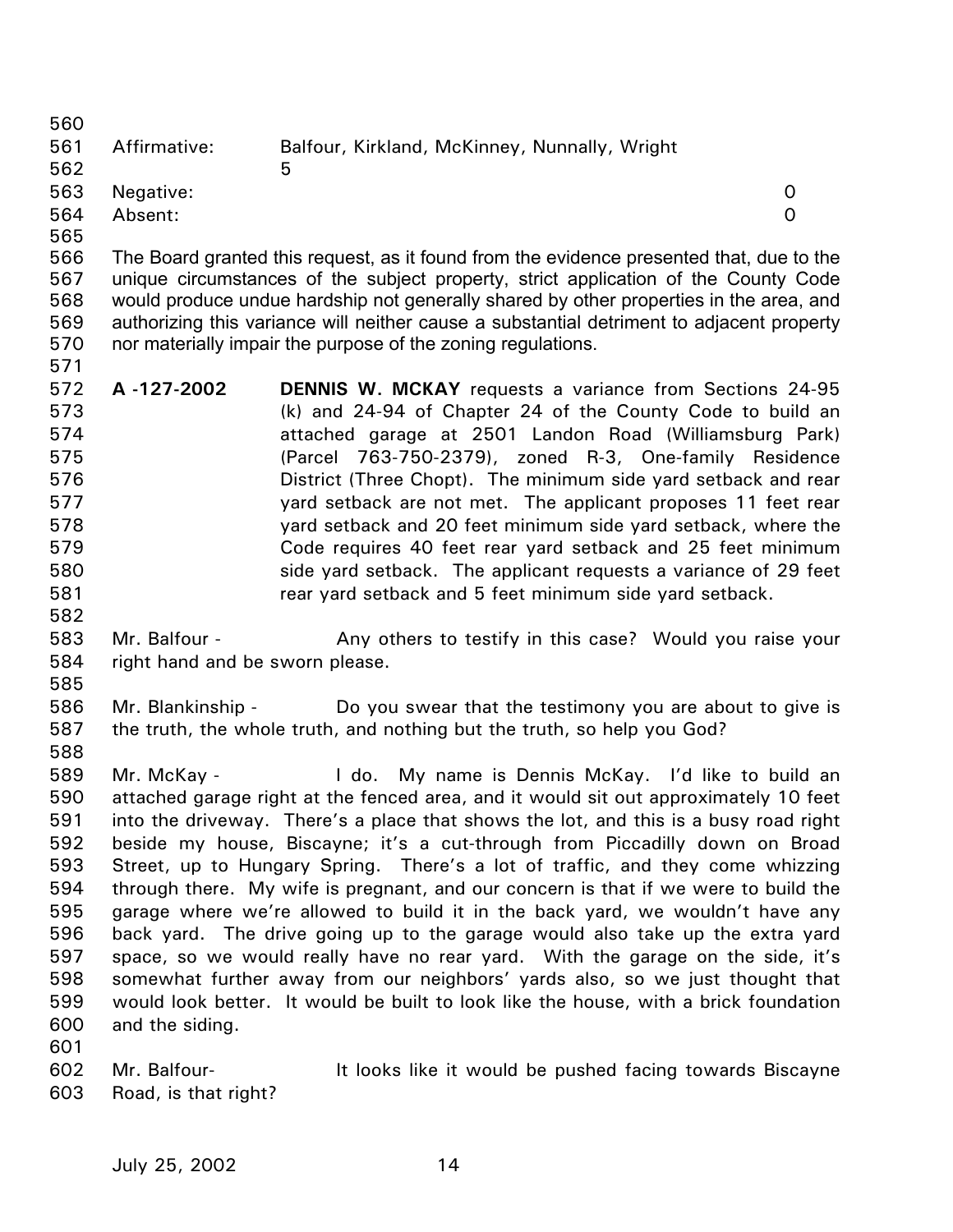| | | |
|---|---|---|
| Affirmative: | Balfour, Kirkland, McKinney, Nunnally, Wright | 5 |
| Negative: | | 0 |
| Absent: | | 0 |

The Board granted this request, as it found from the evidence presented that, due to the unique circumstances of the subject property, strict application of the County Code would produce undue hardship not generally shared by other properties in the area, and authorizing this variance will neither cause a substantial detriment to adjacent property nor materially impair the purpose of the zoning regulations.

**A -127-2002** **DENNIS W. MCKAY** requests a variance from Sections 24-95 (k) and 24-94 of Chapter 24 of the County Code to build an attached garage at 2501 Landon Road (Williamsburg Park) (Parcel 763-750-2379), zoned R-3, One-family Residence District (Three Chopt). The minimum side yard setback and rear yard setback are not met. The applicant proposes 11 feet rear yard setback and 20 feet minimum side yard setback, where the Code requires 40 feet rear yard setback and 25 feet minimum side yard setback. The applicant requests a variance of 29 feet rear yard setback and 5 feet minimum side yard setback.

Mr. Balfour - Any others to testify in this case? Would you raise your right hand and be sworn please.

Mr. Blankinship - Do you swear that the testimony you are about to give is the truth, the whole truth, and nothing but the truth, so help you God?

Mr. McKay - I do. My name is Dennis McKay. I'd like to build an attached garage right at the fenced area, and it would sit out approximately 10 feet into the driveway. There's a place that shows the lot, and this is a busy road right beside my house, Biscayne; it's a cut-through from Piccadilly down on Broad Street, up to Hungary Spring. There's a lot of traffic, and they come whizzing through there. My wife is pregnant, and our concern is that if we were to build the garage where we're allowed to build it in the back yard, we wouldn't have any back yard. The drive going up to the garage would also take up the extra yard space, so we would really have no rear yard. With the garage on the side, it's somewhat further away from our neighbors' yards also, so we just thought that would look better. It would be built to look like the house, with a brick foundation and the siding.

Mr. Balfour- It looks like it would be pushed facing towards Biscayne Road, is that right?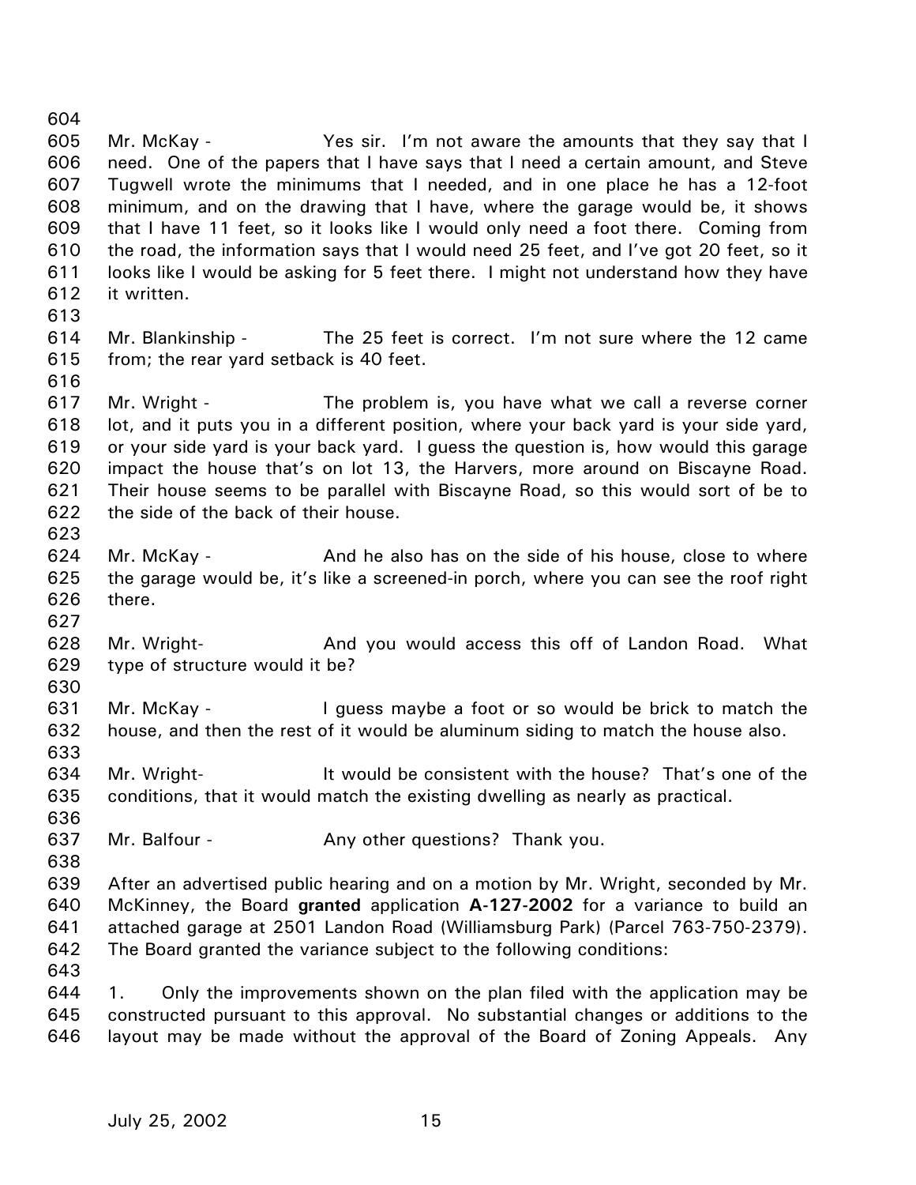Mr. McKay - Yes sir. I'm not aware the amounts that they say that I need. One of the papers that I have says that I need a certain amount, and Steve Tugwell wrote the minimums that I needed, and in one place he has a 12-foot minimum, and on the drawing that I have, where the garage would be, it shows that I have 11 feet, so it looks like I would only need a foot there. Coming from the road, the information says that I would need 25 feet, and I've got 20 feet, so it looks like I would be asking for 5 feet there. I might not understand how they have it written.

Mr. Blankinship - The 25 feet is correct. I'm not sure where the 12 came from; the rear yard setback is 40 feet.

Mr. Wright - The problem is, you have what we call a reverse corner lot, and it puts you in a different position, where your back yard is your side yard, or your side yard is your back yard. I guess the question is, how would this garage impact the house that's on lot 13, the Harvers, more around on Biscayne Road. Their house seems to be parallel with Biscayne Road, so this would sort of be to the side of the back of their house.

Mr. McKay - And he also has on the side of his house, close to where the garage would be, it's like a screened-in porch, where you can see the roof right there.

Mr. Wright- And you would access this off of Landon Road. What type of structure would it be?

Mr. McKay - I guess maybe a foot or so would be brick to match the house, and then the rest of it would be aluminum siding to match the house also.

Mr. Wright- It would be consistent with the house? That's one of the conditions, that it would match the existing dwelling as nearly as practical.

Mr. Balfour - Any other questions? Thank you.

After an advertised public hearing and on a motion by Mr. Wright, seconded by Mr. McKinney, the Board **granted** application **A-127-2002** for a variance to build an attached garage at 2501 Landon Road (Williamsburg Park) (Parcel 763-750-2379). The Board granted the variance subject to the following conditions:

1. Only the improvements shown on the plan filed with the application may be constructed pursuant to this approval. No substantial changes or additions to the layout may be made without the approval of the Board of Zoning Appeals. Any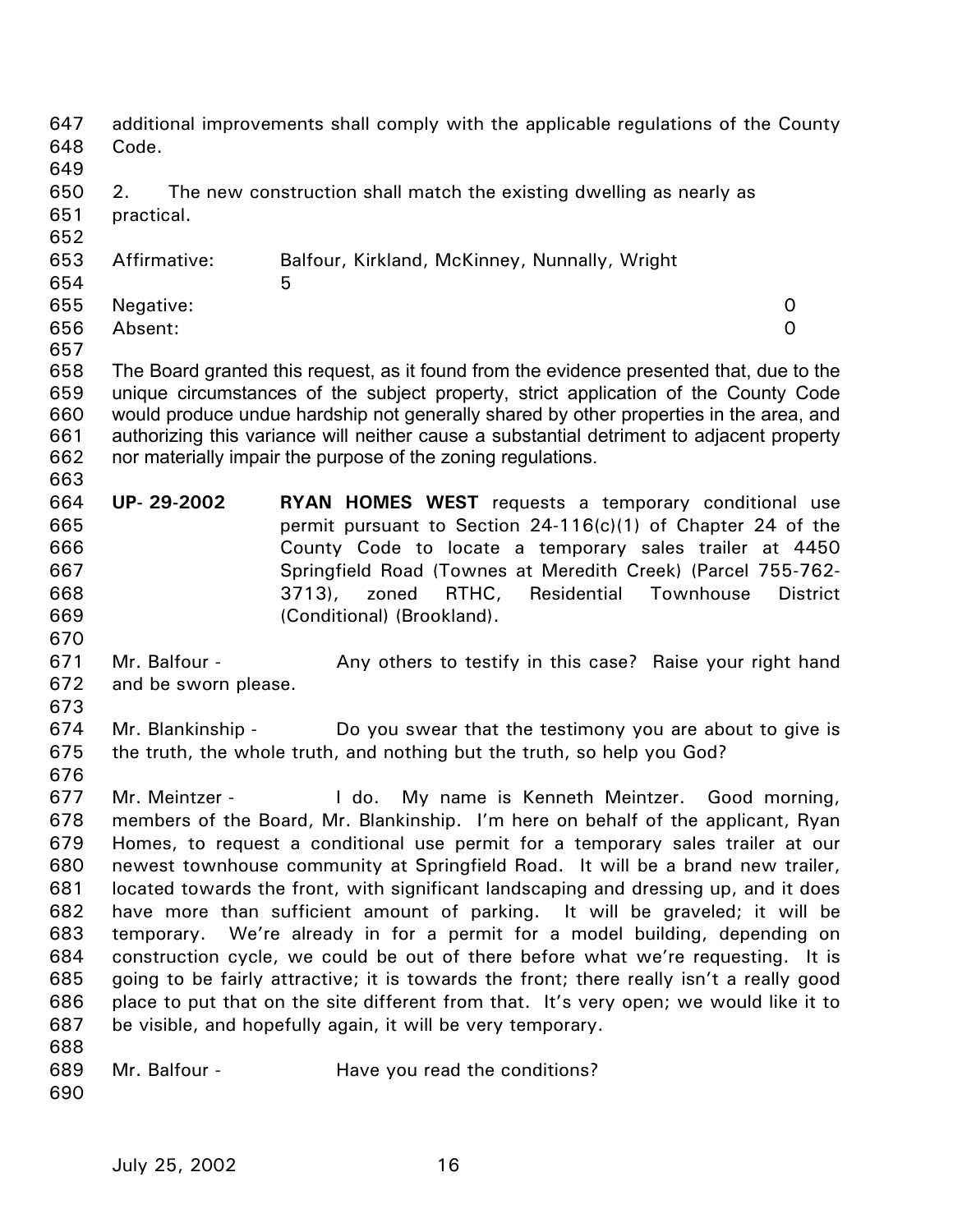additional improvements shall comply with the applicable regulations of the County Code.

2. The new construction shall match the existing dwelling as nearly as practical.

| | | |
|---|---|---|
| Affirmative: | Balfour, Kirkland, McKinney, Nunnally, Wright | 5 |
| Negative: | | 0 |
| Absent: | | 0 |

The Board granted this request, as it found from the evidence presented that, due to the unique circumstances of the subject property, strict application of the County Code would produce undue hardship not generally shared by other properties in the area, and authorizing this variance will neither cause a substantial detriment to adjacent property nor materially impair the purpose of the zoning regulations.

**UP- 29-2002** **RYAN HOMES WEST** requests a temporary conditional use permit pursuant to Section 24-116(c)(1) of Chapter 24 of the County Code to locate a temporary sales trailer at 4450 Springfield Road (Townes at Meredith Creek) (Parcel 755-762-3713), zoned RTHC, Residential Townhouse District (Conditional) (Brookland).

Mr. Balfour - Any others to testify in this case? Raise your right hand and be sworn please.

Mr. Blankinship - Do you swear that the testimony you are about to give is the truth, the whole truth, and nothing but the truth, so help you God?

Mr. Meintzer - I do. My name is Kenneth Meintzer. Good morning, members of the Board, Mr. Blankinship. I'm here on behalf of the applicant, Ryan Homes, to request a conditional use permit for a temporary sales trailer at our newest townhouse community at Springfield Road. It will be a brand new trailer, located towards the front, with significant landscaping and dressing up, and it does have more than sufficient amount of parking. It will be graveled; it will be temporary. We're already in for a permit for a model building, depending on construction cycle, we could be out of there before what we're requesting. It is going to be fairly attractive; it is towards the front; there really isn't a really good place to put that on the site different from that. It's very open; we would like it to be visible, and hopefully again, it will be very temporary.

Mr. Balfour - Have you read the conditions?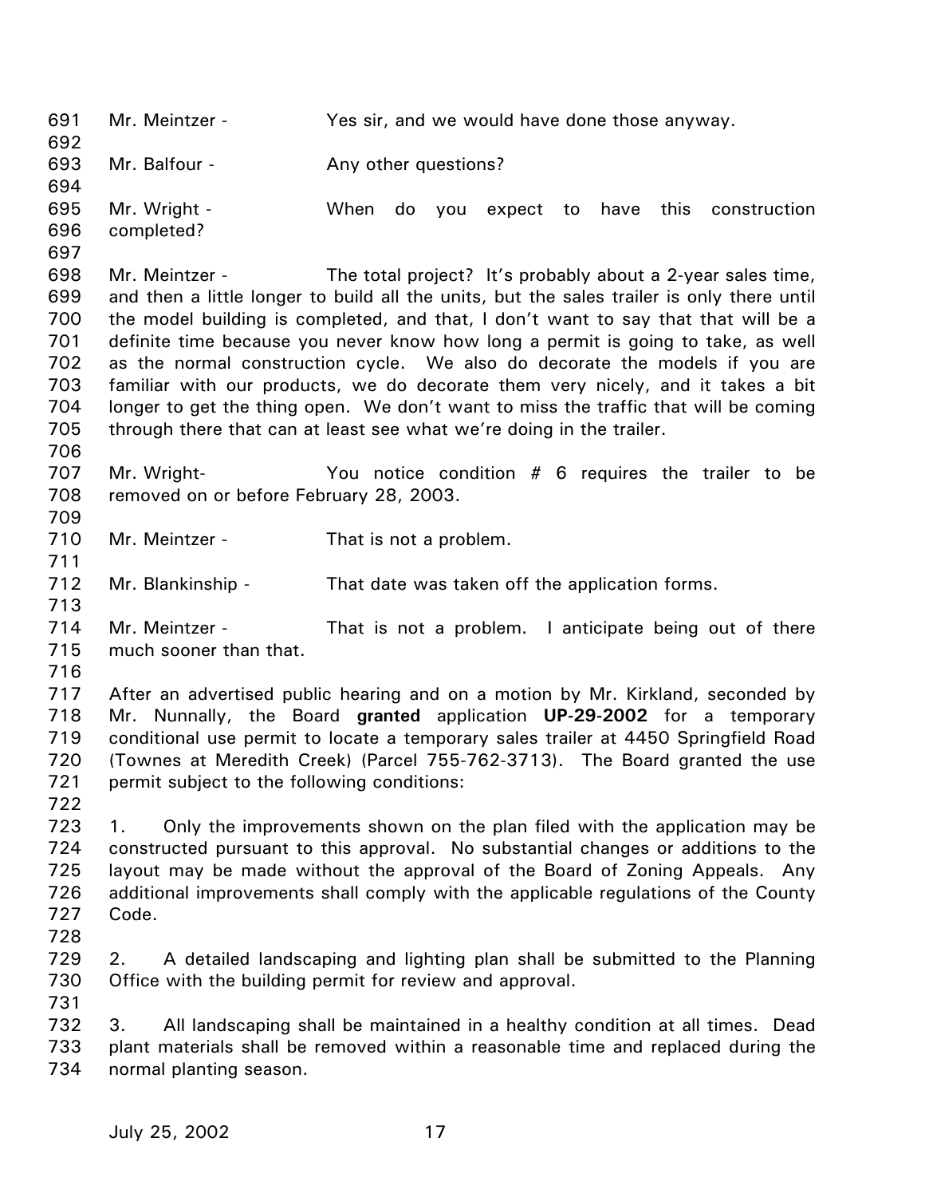Mr. Meintzer - Yes sir, and we would have done those anyway.

Mr. Balfour - Any other questions?

Mr. Wright - When do you expect to have this construction completed?

Mr. Meintzer - The total project? It's probably about a 2-year sales time, and then a little longer to build all the units, but the sales trailer is only there until the model building is completed, and that, I don't want to say that that will be a definite time because you never know how long a permit is going to take, as well as the normal construction cycle. We also do decorate the models if you are familiar with our products, we do decorate them very nicely, and it takes a bit longer to get the thing open. We don't want to miss the traffic that will be coming through there that can at least see what we're doing in the trailer.

Mr. Wright- You notice condition # 6 requires the trailer to be removed on or before February 28, 2003.

Mr. Meintzer - That is not a problem.

Mr. Blankinship - That date was taken off the application forms.

Mr. Meintzer - That is not a problem. I anticipate being out of there much sooner than that.

After an advertised public hearing and on a motion by Mr. Kirkland, seconded by Mr. Nunnally, the Board **granted** application **UP-29-2002** for a temporary conditional use permit to locate a temporary sales trailer at 4450 Springfield Road (Townes at Meredith Creek) (Parcel 755-762-3713). The Board granted the use permit subject to the following conditions:

1. Only the improvements shown on the plan filed with the application may be constructed pursuant to this approval. No substantial changes or additions to the layout may be made without the approval of the Board of Zoning Appeals. Any additional improvements shall comply with the applicable regulations of the County Code.

2. A detailed landscaping and lighting plan shall be submitted to the Planning Office with the building permit for review and approval.

3. All landscaping shall be maintained in a healthy condition at all times. Dead plant materials shall be removed within a reasonable time and replaced during the normal planting season.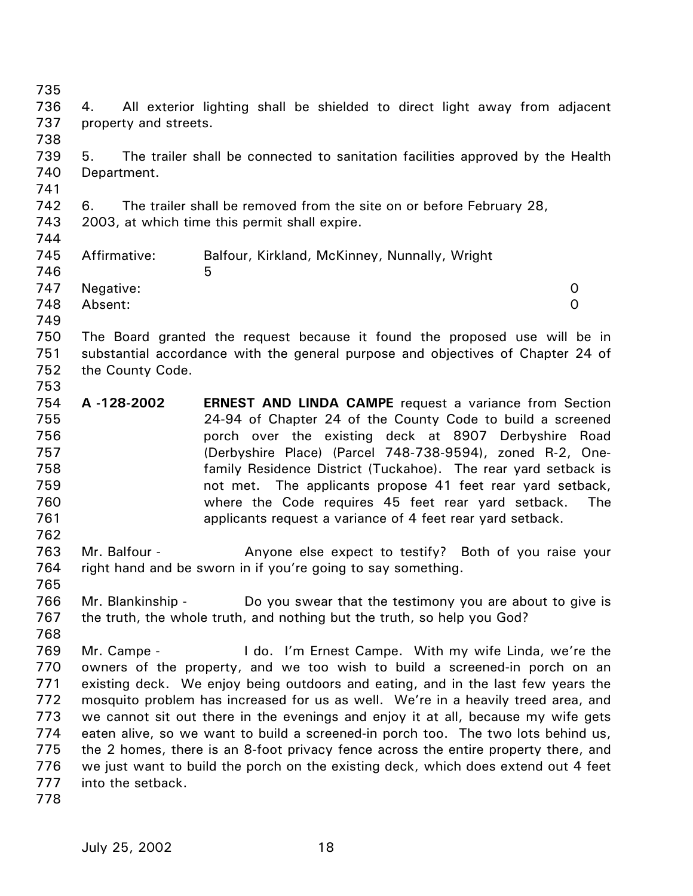4. All exterior lighting shall be shielded to direct light away from adjacent property and streets.

5. The trailer shall be connected to sanitation facilities approved by the Health Department.

6. The trailer shall be removed from the site on or before February 28, 2003, at which time this permit shall expire.

| | | |
|---|---|---|
| Affirmative: | Balfour, Kirkland, McKinney, Nunnally, Wright | 5 |
| Negative: | | 0 |
| Absent: | | 0 |

The Board granted the request because it found the proposed use will be in substantial accordance with the general purpose and objectives of Chapter 24 of the County Code.

**A -128-2002** **ERNEST AND LINDA CAMPE** request a variance from Section 24-94 of Chapter 24 of the County Code to build a screened porch over the existing deck at 8907 Derbyshire Road (Derbyshire Place) (Parcel 748-738-9594), zoned R-2, One-family Residence District (Tuckahoe). The rear yard setback is not met. The applicants propose 41 feet rear yard setback, where the Code requires 45 feet rear yard setback. The applicants request a variance of 4 feet rear yard setback.

Mr. Balfour - Anyone else expect to testify? Both of you raise your right hand and be sworn in if you're going to say something.

Mr. Blankinship - Do you swear that the testimony you are about to give is the truth, the whole truth, and nothing but the truth, so help you God?

Mr. Campe - I do. I'm Ernest Campe. With my wife Linda, we're the owners of the property, and we too wish to build a screened-in porch on an existing deck. We enjoy being outdoors and eating, and in the last few years the mosquito problem has increased for us as well. We're in a heavily treed area, and we cannot sit out there in the evenings and enjoy it at all, because my wife gets eaten alive, so we want to build a screened-in porch too. The two lots behind us, the 2 homes, there is an 8-foot privacy fence across the entire property there, and we just want to build the porch on the existing deck, which does extend out 4 feet into the setback.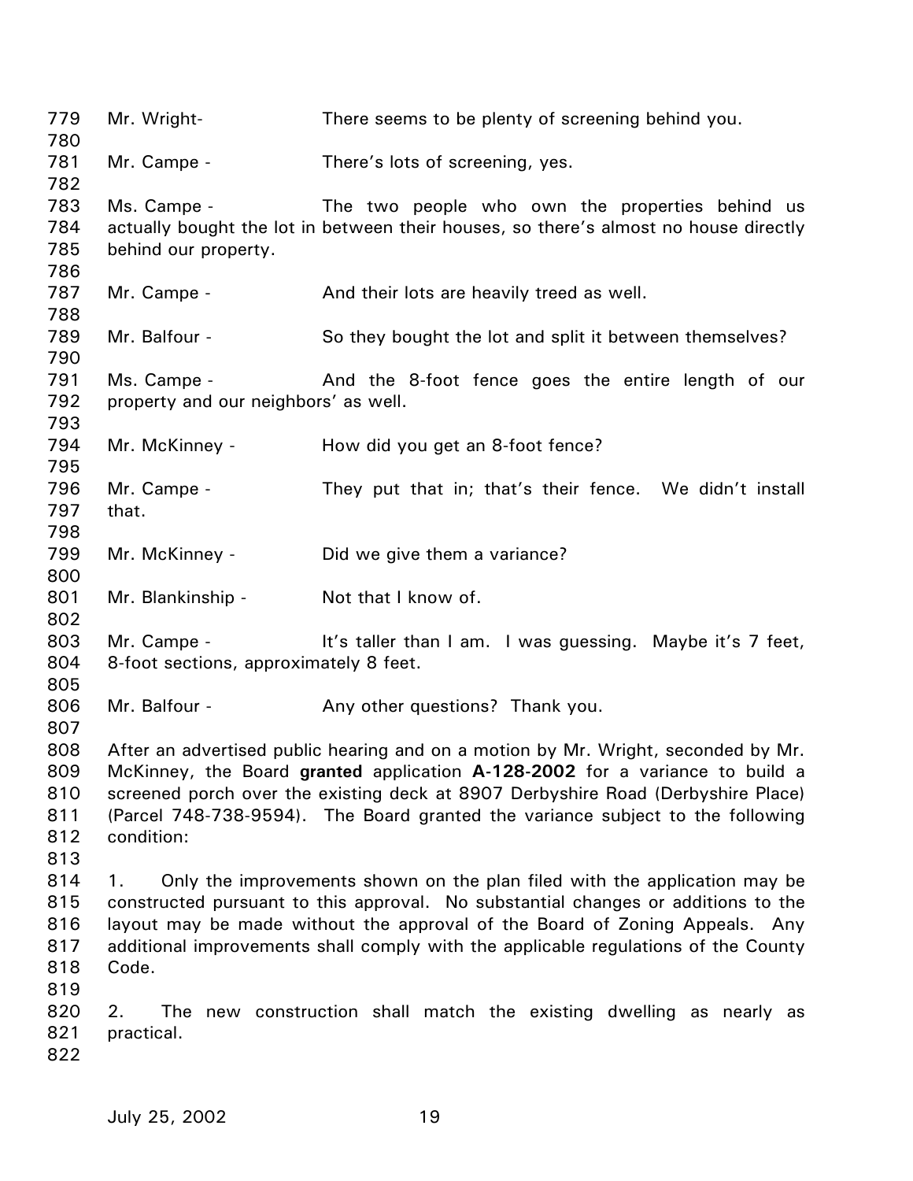Mr. Wright- There seems to be plenty of screening behind you.

Mr. Campe - There's lots of screening, yes.

Ms. Campe - The two people who own the properties behind us actually bought the lot in between their houses, so there's almost no house directly behind our property.

Mr. Campe - And their lots are heavily treed as well.

Mr. Balfour - So they bought the lot and split it between themselves?

Ms. Campe - And the 8-foot fence goes the entire length of our property and our neighbors' as well.

Mr. McKinney - How did you get an 8-foot fence?

Mr. Campe - They put that in; that's their fence. We didn't install that.

Mr. McKinney - Did we give them a variance?

Mr. Blankinship - Not that I know of.

Mr. Campe - It's taller than I am. I was guessing. Maybe it's 7 feet, 8-foot sections, approximately 8 feet.

Mr. Balfour - Any other questions? Thank you.

After an advertised public hearing and on a motion by Mr. Wright, seconded by Mr. McKinney, the Board **granted** application **A-128-2002** for a variance to build a screened porch over the existing deck at 8907 Derbyshire Road (Derbyshire Place) (Parcel 748-738-9594). The Board granted the variance subject to the following condition:

1. Only the improvements shown on the plan filed with the application may be constructed pursuant to this approval. No substantial changes or additions to the layout may be made without the approval of the Board of Zoning Appeals. Any additional improvements shall comply with the applicable regulations of the County Code.

2. The new construction shall match the existing dwelling as nearly as practical.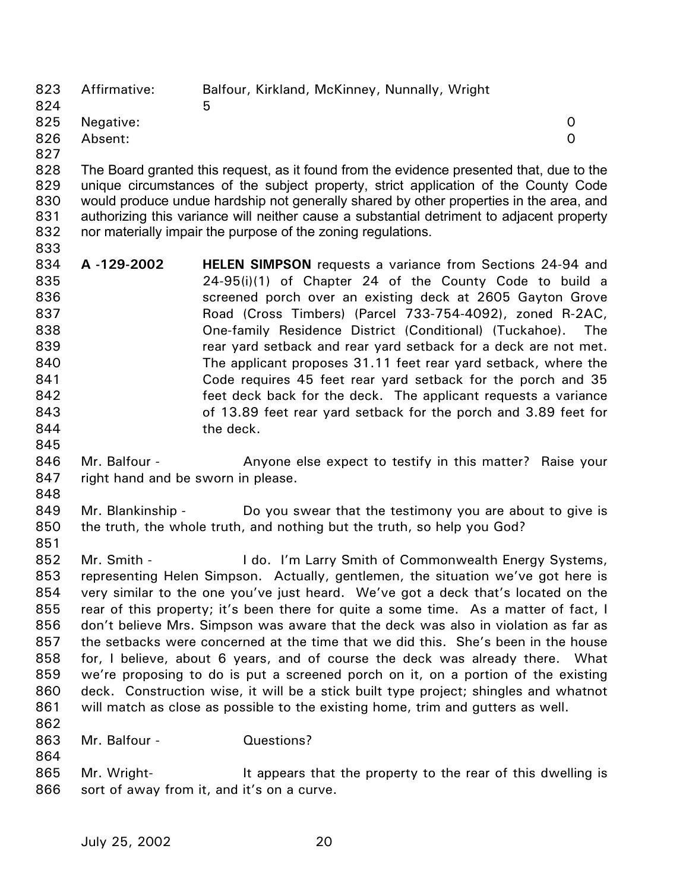| | | |
|---|---|---|
| Affirmative: | Balfour, Kirkland, McKinney, Nunnally, Wright | 5 |
| Negative: | | 0 |
| Absent: | | 0 |

The Board granted this request, as it found from the evidence presented that, due to the unique circumstances of the subject property, strict application of the County Code would produce undue hardship not generally shared by other properties in the area, and authorizing this variance will neither cause a substantial detriment to adjacent property nor materially impair the purpose of the zoning regulations.

**A -129-2002** **HELEN SIMPSON** requests a variance from Sections 24-94 and 24-95(i)(1) of Chapter 24 of the County Code to build a screened porch over an existing deck at 2605 Gayton Grove Road (Cross Timbers) (Parcel 733-754-4092), zoned R-2AC, One-family Residence District (Conditional) (Tuckahoe). The rear yard setback and rear yard setback for a deck are not met. The applicant proposes 31.11 feet rear yard setback, where the Code requires 45 feet rear yard setback for the porch and 35 feet deck back for the deck. The applicant requests a variance of 13.89 feet rear yard setback for the porch and 3.89 feet for the deck.

Mr. Balfour - Anyone else expect to testify in this matter? Raise your right hand and be sworn in please.

Mr. Blankinship - Do you swear that the testimony you are about to give is the truth, the whole truth, and nothing but the truth, so help you God?

Mr. Smith - I do. I'm Larry Smith of Commonwealth Energy Systems, representing Helen Simpson. Actually, gentlemen, the situation we've got here is very similar to the one you've just heard. We've got a deck that's located on the rear of this property; it's been there for quite a some time. As a matter of fact, I don't believe Mrs. Simpson was aware that the deck was also in violation as far as the setbacks were concerned at the time that we did this. She's been in the house for, I believe, about 6 years, and of course the deck was already there. What we're proposing to do is put a screened porch on it, on a portion of the existing deck. Construction wise, it will be a stick built type project; shingles and whatnot will match as close as possible to the existing home, trim and gutters as well.

Mr. Balfour - Questions?

Mr. Wright- It appears that the property to the rear of this dwelling is sort of away from it, and it's on a curve.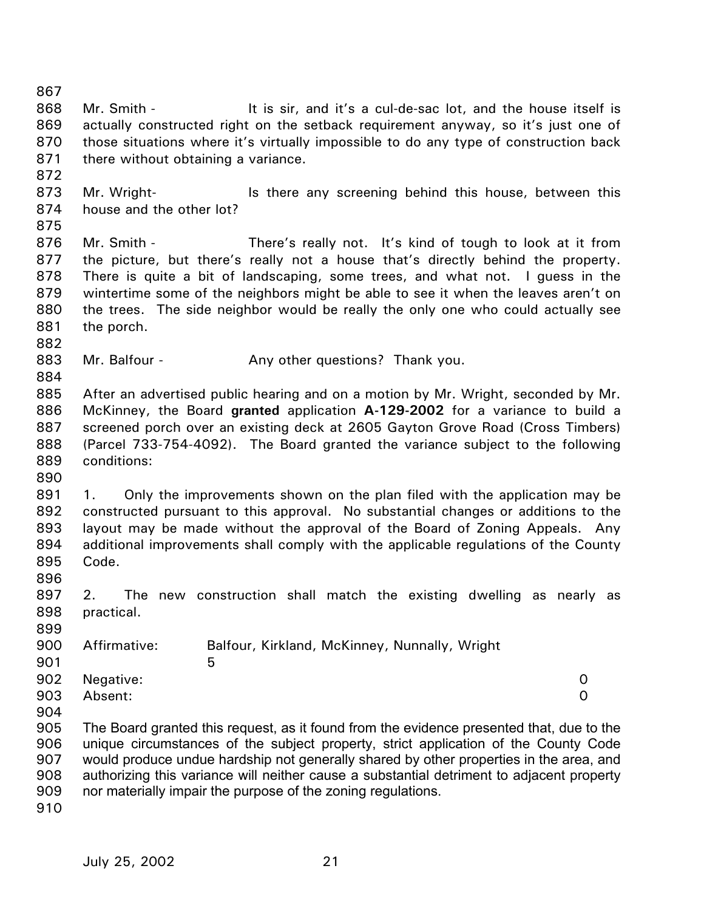Mr. Smith - It is sir, and it's a cul-de-sac lot, and the house itself is actually constructed right on the setback requirement anyway, so it's just one of those situations where it's virtually impossible to do any type of construction back there without obtaining a variance.

Mr. Wright- Is there any screening behind this house, between this house and the other lot?

Mr. Smith - There's really not. It's kind of tough to look at it from the picture, but there's really not a house that's directly behind the property. There is quite a bit of landscaping, some trees, and what not. I guess in the wintertime some of the neighbors might be able to see it when the leaves aren't on the trees. The side neighbor would be really the only one who could actually see the porch.

Mr. Balfour - Any other questions? Thank you.

After an advertised public hearing and on a motion by Mr. Wright, seconded by Mr. McKinney, the Board **granted** application **A-129-2002** for a variance to build a screened porch over an existing deck at 2605 Gayton Grove Road (Cross Timbers) (Parcel 733-754-4092). The Board granted the variance subject to the following conditions:

1. Only the improvements shown on the plan filed with the application may be constructed pursuant to this approval. No substantial changes or additions to the layout may be made without the approval of the Board of Zoning Appeals. Any additional improvements shall comply with the applicable regulations of the County Code.

2. The new construction shall match the existing dwelling as nearly as practical.

Affirmative: Balfour, Kirkland, McKinney, Nunnally, Wright 5
Negative: 0
Absent: 0

The Board granted this request, as it found from the evidence presented that, due to the unique circumstances of the subject property, strict application of the County Code would produce undue hardship not generally shared by other properties in the area, and authorizing this variance will neither cause a substantial detriment to adjacent property nor materially impair the purpose of the zoning regulations.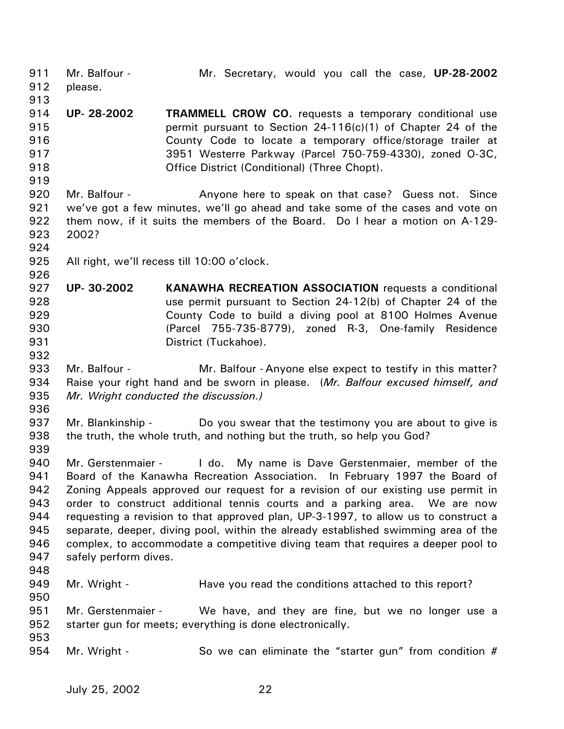Mr. Balfour - Mr. Secretary, would you call the case, **UP-28-2002** please.

**UP- 28-2002** **TRAMMELL CROW CO.** requests a temporary conditional use permit pursuant to Section 24-116(c)(1) of Chapter 24 of the County Code to locate a temporary office/storage trailer at 3951 Westerre Parkway (Parcel 750-759-4330), zoned O-3C, Office District (Conditional) (Three Chopt).

Mr. Balfour - Anyone here to speak on that case? Guess not. Since we've got a few minutes, we'll go ahead and take some of the cases and vote on them now, if it suits the members of the Board. Do I hear a motion on A-129-2002?

All right, we'll recess till 10:00 o'clock.

**UP- 30-2002** **KANAWHA RECREATION ASSOCIATION** requests a conditional use permit pursuant to Section 24-12(b) of Chapter 24 of the County Code to build a diving pool at 8100 Holmes Avenue (Parcel 755-735-8779), zoned R-3, One-family Residence District (Tuckahoe).

Mr. Balfour - Mr. Balfour - Anyone else expect to testify in this matter? Raise your right hand and be sworn in please. (*Mr. Balfour excused himself, and Mr. Wright conducted the discussion.)*

Mr. Blankinship - Do you swear that the testimony you are about to give is the truth, the whole truth, and nothing but the truth, so help you God?

Mr. Gerstenmaier - I do. My name is Dave Gerstenmaier, member of the Board of the Kanawha Recreation Association. In February 1997 the Board of Zoning Appeals approved our request for a revision of our existing use permit in order to construct additional tennis courts and a parking area. We are now requesting a revision to that approved plan, UP-3-1997, to allow us to construct a separate, deeper, diving pool, within the already established swimming area of the complex, to accommodate a competitive diving team that requires a deeper pool to safely perform dives.

Mr. Wright - Have you read the conditions attached to this report?

Mr. Gerstenmaier - We have, and they are fine, but we no longer use a starter gun for meets; everything is done electronically.

Mr. Wright - So we can eliminate the "starter gun" from condition #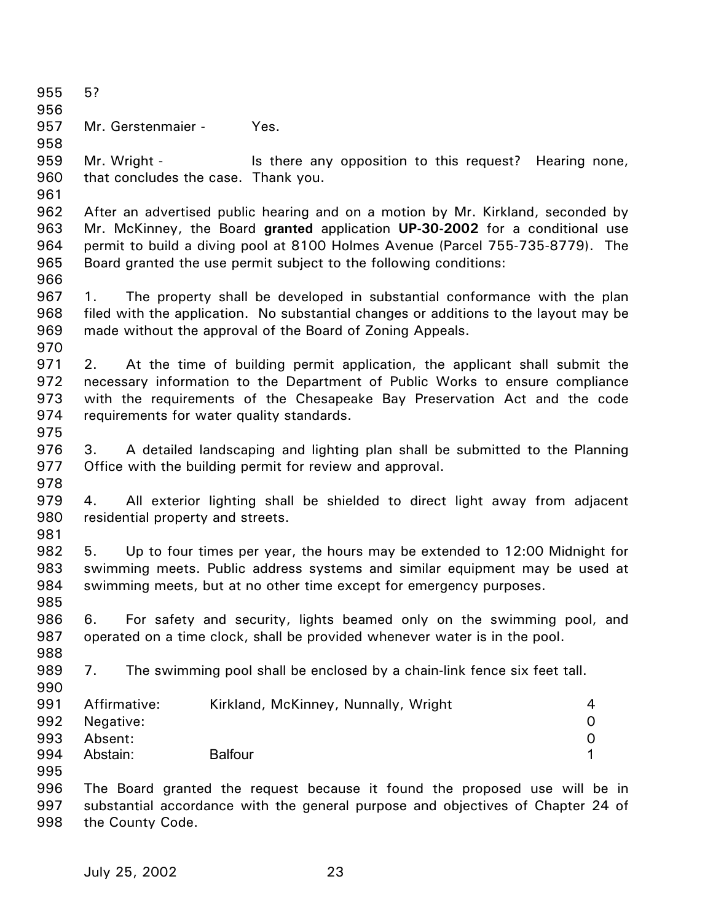5?

Mr. Gerstenmaier - Yes.

Mr. Wright - Is there any opposition to this request? Hearing none, that concludes the case. Thank you.

After an advertised public hearing and on a motion by Mr. Kirkland, seconded by Mr. McKinney, the Board **granted** application **UP-30-2002** for a conditional use permit to build a diving pool at 8100 Holmes Avenue (Parcel 755-735-8779). The Board granted the use permit subject to the following conditions:

1. The property shall be developed in substantial conformance with the plan filed with the application. No substantial changes or additions to the layout may be made without the approval of the Board of Zoning Appeals.

2. At the time of building permit application, the applicant shall submit the necessary information to the Department of Public Works to ensure compliance with the requirements of the Chesapeake Bay Preservation Act and the code requirements for water quality standards.

3. A detailed landscaping and lighting plan shall be submitted to the Planning Office with the building permit for review and approval.

4. All exterior lighting shall be shielded to direct light away from adjacent residential property and streets.

5. Up to four times per year, the hours may be extended to 12:00 Midnight for swimming meets. Public address systems and similar equipment may be used at swimming meets, but at no other time except for emergency purposes.

6. For safety and security, lights beamed only on the swimming pool, and operated on a time clock, shall be provided whenever water is in the pool.

7. The swimming pool shall be enclosed by a chain-link fence six feet tall.

| | | |
|---|---|---|
| Affirmative: | Kirkland, McKinney, Nunnally, Wright | 4 |
| Negative: | | 0 |
| Absent: | | 0 |
| Abstain: | Balfour | 1 |

The Board granted the request because it found the proposed use will be in substantial accordance with the general purpose and objectives of Chapter 24 of the County Code.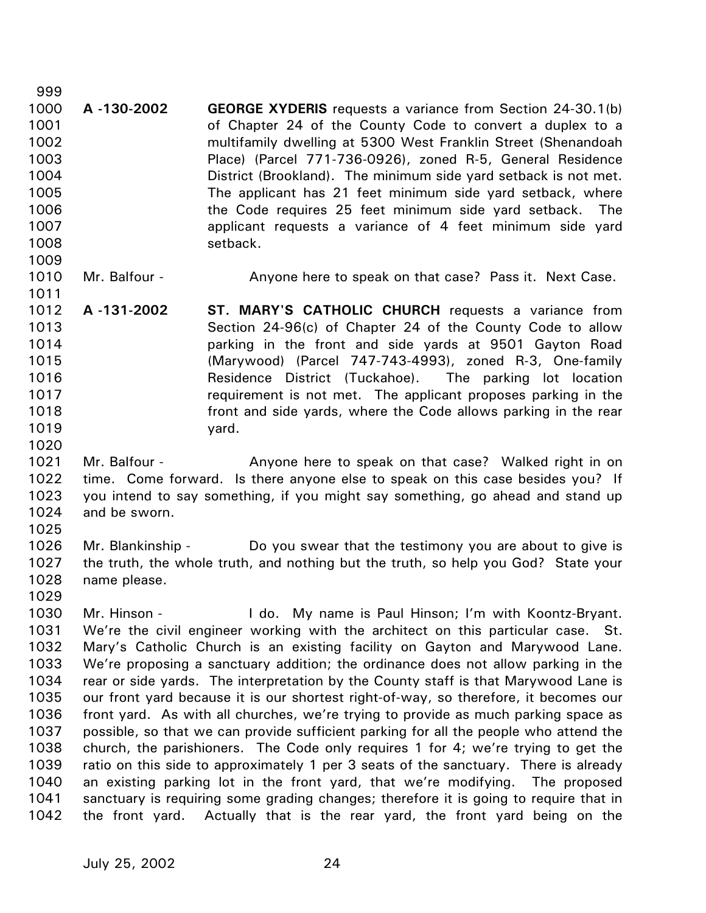999

1000 **A -130-2002** **GEORGE XYDERIS** requests a variance from Section 24-30.1(b)
1001 of Chapter 24 of the County Code to convert a duplex to a
1002 multifamily dwelling at 5300 West Franklin Street (Shenandoah
1003 Place) (Parcel 771-736-0926), zoned R-5, General Residence
1004 District (Brookland). The minimum side yard setback is not met.
1005 The applicant has 21 feet minimum side yard setback, where
1006 the Code requires 25 feet minimum side yard setback. The
1007 applicant requests a variance of 4 feet minimum side yard
1008 setback.

1009

1010 Mr. Balfour - Anyone here to speak on that case? Pass it. Next Case.

1011

1012 **A -131-2002** **ST. MARY'S CATHOLIC CHURCH** requests a variance from
1013 Section 24-96(c) of Chapter 24 of the County Code to allow
1014 parking in the front and side yards at 9501 Gayton Road
1015 (Marywood) (Parcel 747-743-4993), zoned R-3, One-family
1016 Residence District (Tuckahoe). The parking lot location
1017 requirement is not met. The applicant proposes parking in the
1018 front and side yards, where the Code allows parking in the rear
1019 yard.

1020

1021 Mr. Balfour - Anyone here to speak on that case? Walked right in on
1022 time. Come forward. Is there anyone else to speak on this case besides you? If
1023 you intend to say something, if you might say something, go ahead and stand up
1024 and be sworn.

1025

1026 Mr. Blankinship - Do you swear that the testimony you are about to give is
1027 the truth, the whole truth, and nothing but the truth, so help you God? State your
1028 name please.

1029

1030 Mr. Hinson - I do. My name is Paul Hinson; I'm with Koontz-Bryant.
1031 We're the civil engineer working with the architect on this particular case. St.
1032 Mary's Catholic Church is an existing facility on Gayton and Marywood Lane.
1033 We're proposing a sanctuary addition; the ordinance does not allow parking in the
1034 rear or side yards. The interpretation by the County staff is that Marywood Lane is
1035 our front yard because it is our shortest right-of-way, so therefore, it becomes our
1036 front yard. As with all churches, we're trying to provide as much parking space as
1037 possible, so that we can provide sufficient parking for all the people who attend the
1038 church, the parishioners. The Code only requires 1 for 4; we're trying to get the
1039 ratio on this side to approximately 1 per 3 seats of the sanctuary. There is already
1040 an existing parking lot in the front yard, that we're modifying. The proposed
1041 sanctuary is requiring some grading changes; therefore it is going to require that in
1042 the front yard. Actually that is the rear yard, the front yard being on the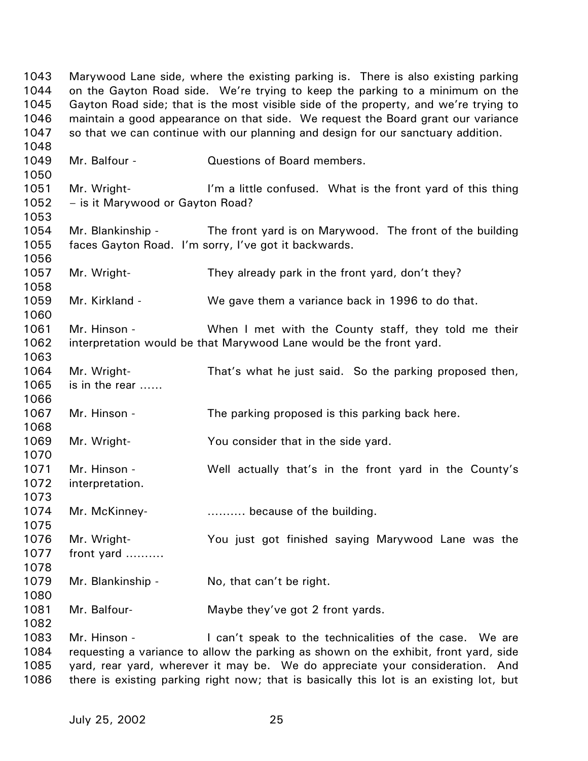Marywood Lane side, where the existing parking is. There is also existing parking on the Gayton Road side. We're trying to keep the parking to a minimum on the Gayton Road side; that is the most visible side of the property, and we're trying to maintain a good appearance on that side. We request the Board grant our variance so that we can continue with our planning and design for our sanctuary addition.

Mr. Balfour - Questions of Board members.

Mr. Wright- I'm a little confused. What is the front yard of this thing – is it Marywood or Gayton Road?

Mr. Blankinship - The front yard is on Marywood. The front of the building faces Gayton Road. I'm sorry, I've got it backwards.

Mr. Wright- They already park in the front yard, don't they?

Mr. Kirkland - We gave them a variance back in 1996 to do that.

Mr. Hinson - When I met with the County staff, they told me their interpretation would be that Marywood Lane would be the front yard.

Mr. Wright- That's what he just said. So the parking proposed then, is in the rear ……

Mr. Hinson - The parking proposed is this parking back here.

Mr. Wright- You consider that in the side yard.

Mr. Hinson - Well actually that's in the front yard in the County's interpretation.

Mr. McKinney- ………. because of the building.

Mr. Wright- You just got finished saying Marywood Lane was the front yard ……….

Mr. Blankinship - No, that can't be right.

Mr. Balfour- Maybe they've got 2 front yards.

Mr. Hinson - I can't speak to the technicalities of the case. We are requesting a variance to allow the parking as shown on the exhibit, front yard, side yard, rear yard, wherever it may be. We do appreciate your consideration. And there is existing parking right now; that is basically this lot is an existing lot, but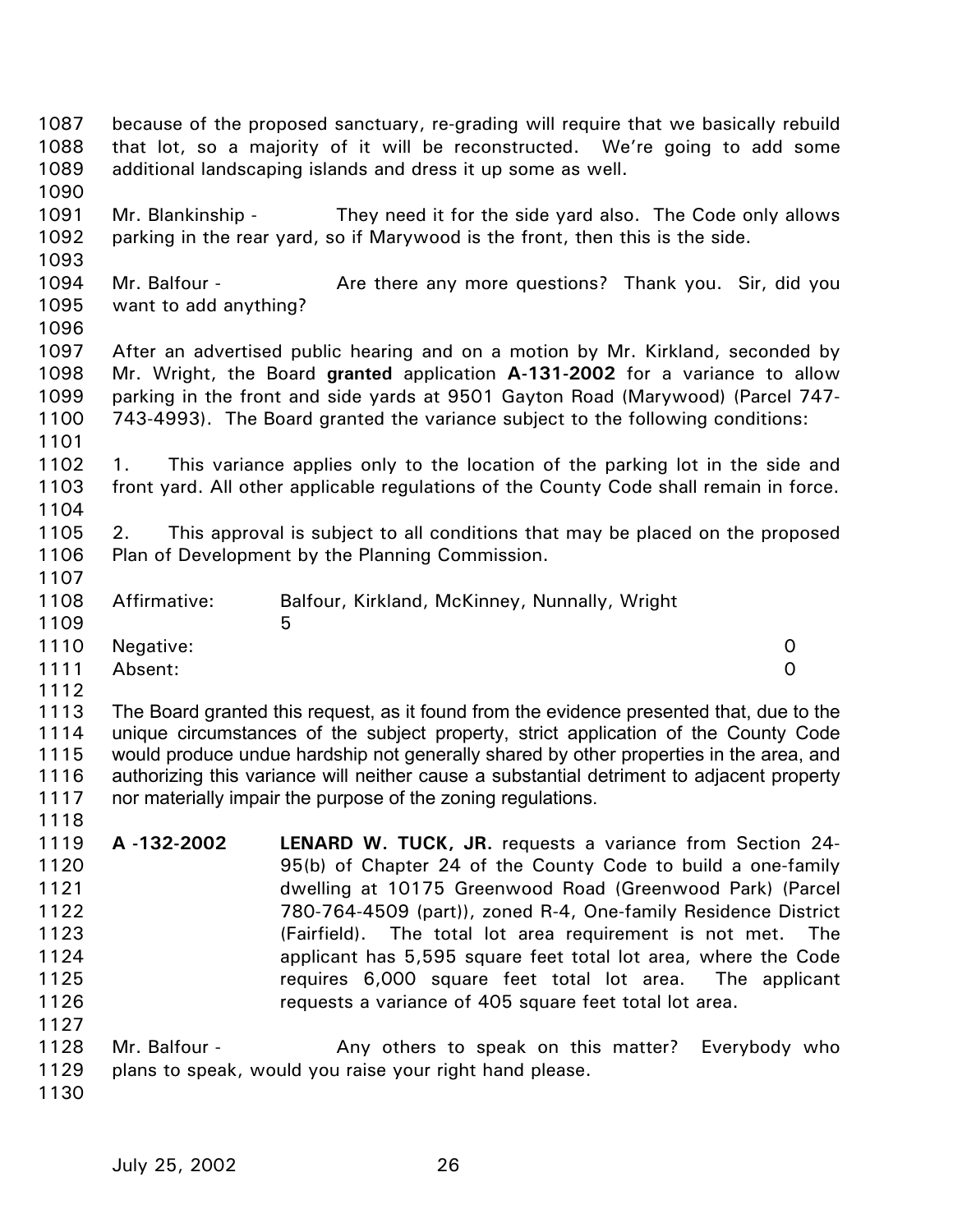because of the proposed sanctuary, re-grading will require that we basically rebuild that lot, so a majority of it will be reconstructed. We're going to add some additional landscaping islands and dress it up some as well.

Mr. Blankinship - They need it for the side yard also. The Code only allows parking in the rear yard, so if Marywood is the front, then this is the side.

Mr. Balfour - Are there any more questions? Thank you. Sir, did you want to add anything?

After an advertised public hearing and on a motion by Mr. Kirkland, seconded by Mr. Wright, the Board **granted** application **A-131-2002** for a variance to allow parking in the front and side yards at 9501 Gayton Road (Marywood) (Parcel 747-743-4993). The Board granted the variance subject to the following conditions:

1. This variance applies only to the location of the parking lot in the side and front yard. All other applicable regulations of the County Code shall remain in force.

2. This approval is subject to all conditions that may be placed on the proposed Plan of Development by the Planning Commission.

Affirmative: Balfour, Kirkland, McKinney, Nunnally, Wright 5
Negative: 0
Absent: 0

The Board granted this request, as it found from the evidence presented that, due to the unique circumstances of the subject property, strict application of the County Code would produce undue hardship not generally shared by other properties in the area, and authorizing this variance will neither cause a substantial detriment to adjacent property nor materially impair the purpose of the zoning regulations.

**A -132-2002** **LENARD W. TUCK, JR.** requests a variance from Section 24-95(b) of Chapter 24 of the County Code to build a one-family dwelling at 10175 Greenwood Road (Greenwood Park) (Parcel 780-764-4509 (part)), zoned R-4, One-family Residence District (Fairfield). The total lot area requirement is not met. The applicant has 5,595 square feet total lot area, where the Code requires 6,000 square feet total lot area. The applicant requests a variance of 405 square feet total lot area.

Mr. Balfour - Any others to speak on this matter? Everybody who plans to speak, would you raise your right hand please.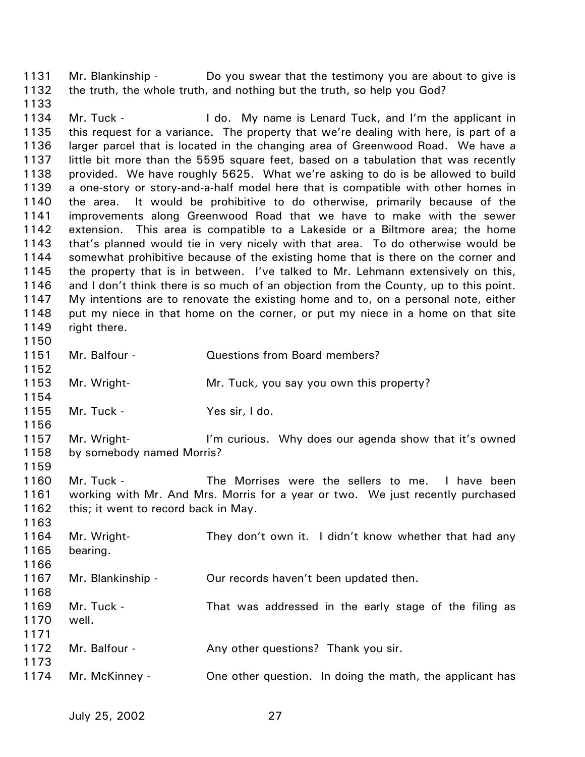Mr. Blankinship - Do you swear that the testimony you are about to give is the truth, the whole truth, and nothing but the truth, so help you God?

Mr. Tuck - I do. My name is Lenard Tuck, and I'm the applicant in this request for a variance. The property that we're dealing with here, is part of a larger parcel that is located in the changing area of Greenwood Road. We have a little bit more than the 5595 square feet, based on a tabulation that was recently provided. We have roughly 5625. What we're asking to do is be allowed to build a one-story or story-and-a-half model here that is compatible with other homes in the area. It would be prohibitive to do otherwise, primarily because of the improvements along Greenwood Road that we have to make with the sewer extension. This area is compatible to a Lakeside or a Biltmore area; the home that's planned would tie in very nicely with that area. To do otherwise would be somewhat prohibitive because of the existing home that is there on the corner and the property that is in between. I've talked to Mr. Lehmann extensively on this, and I don't think there is so much of an objection from the County, up to this point. My intentions are to renovate the existing home and to, on a personal note, either put my niece in that home on the corner, or put my niece in a home on that site right there.

Mr. Balfour - Questions from Board members?

Mr. Wright- Mr. Tuck, you say you own this property?

Mr. Tuck - Yes sir, I do.

Mr. Wright- I'm curious. Why does our agenda show that it's owned by somebody named Morris?

Mr. Tuck - The Morrises were the sellers to me. I have been working with Mr. And Mrs. Morris for a year or two. We just recently purchased this; it went to record back in May.

Mr. Wright- They don't own it. I didn't know whether that had any bearing.

Mr. Blankinship - Our records haven't been updated then.

Mr. Tuck - That was addressed in the early stage of the filing as well.

Mr. Balfour - Any other questions? Thank you sir.

Mr. McKinney - One other question. In doing the math, the applicant has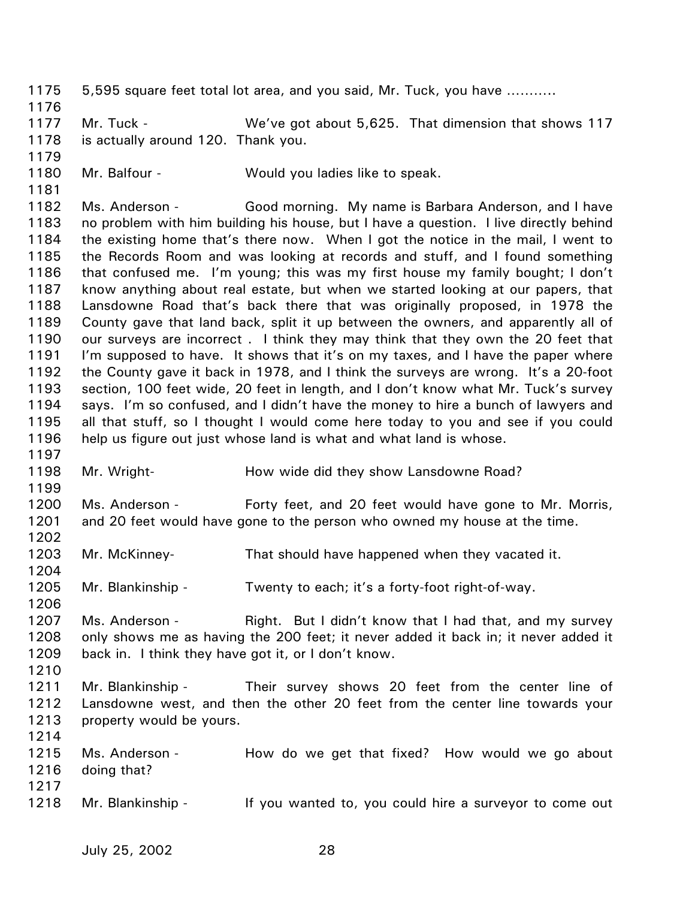1175 5,595 square feet total lot area, and you said, Mr. Tuck, you have ...........

1176

1177 Mr. Tuck - We've got about 5,625. That dimension that shows 117
1178 is actually around 120. Thank you.

1179

1180 Mr. Balfour - Would you ladies like to speak.

1181

1182 Ms. Anderson - Good morning. My name is Barbara Anderson, and I have
1183 no problem with him building his house, but I have a question. I live directly behind
1184 the existing home that's there now. When I got the notice in the mail, I went to
1185 the Records Room and was looking at records and stuff, and I found something
1186 that confused me. I'm young; this was my first house my family bought; I don't
1187 know anything about real estate, but when we started looking at our papers, that
1188 Lansdowne Road that's back there that was originally proposed, in 1978 the
1189 County gave that land back, split it up between the owners, and apparently all of
1190 our surveys are incorrect . I think they may think that they own the 20 feet that
1191 I'm supposed to have. It shows that it's on my taxes, and I have the paper where
1192 the County gave it back in 1978, and I think the surveys are wrong. It's a 20-foot
1193 section, 100 feet wide, 20 feet in length, and I don't know what Mr. Tuck's survey
1194 says. I'm so confused, and I didn't have the money to hire a bunch of lawyers and
1195 all that stuff, so I thought I would come here today to you and see if you could
1196 help us figure out just whose land is what and what land is whose.

1197

1198 Mr. Wright- How wide did they show Lansdowne Road?

1199

1200 Ms. Anderson - Forty feet, and 20 feet would have gone to Mr. Morris,
1201 and 20 feet would have gone to the person who owned my house at the time.

1202

1203 Mr. McKinney- That should have happened when they vacated it.

1204

1205 Mr. Blankinship - Twenty to each; it's a forty-foot right-of-way.

1206

1207 Ms. Anderson - Right. But I didn't know that I had that, and my survey
1208 only shows me as having the 200 feet; it never added it back in; it never added it
1209 back in. I think they have got it, or I don't know.

1210

1211 Mr. Blankinship - Their survey shows 20 feet from the center line of
1212 Lansdowne west, and then the other 20 feet from the center line towards your
1213 property would be yours.

1214

1215 Ms. Anderson - How do we get that fixed? How would we go about
1216 doing that?

1217

1218 Mr. Blankinship - If you wanted to, you could hire a surveyor to come out

July 25, 2002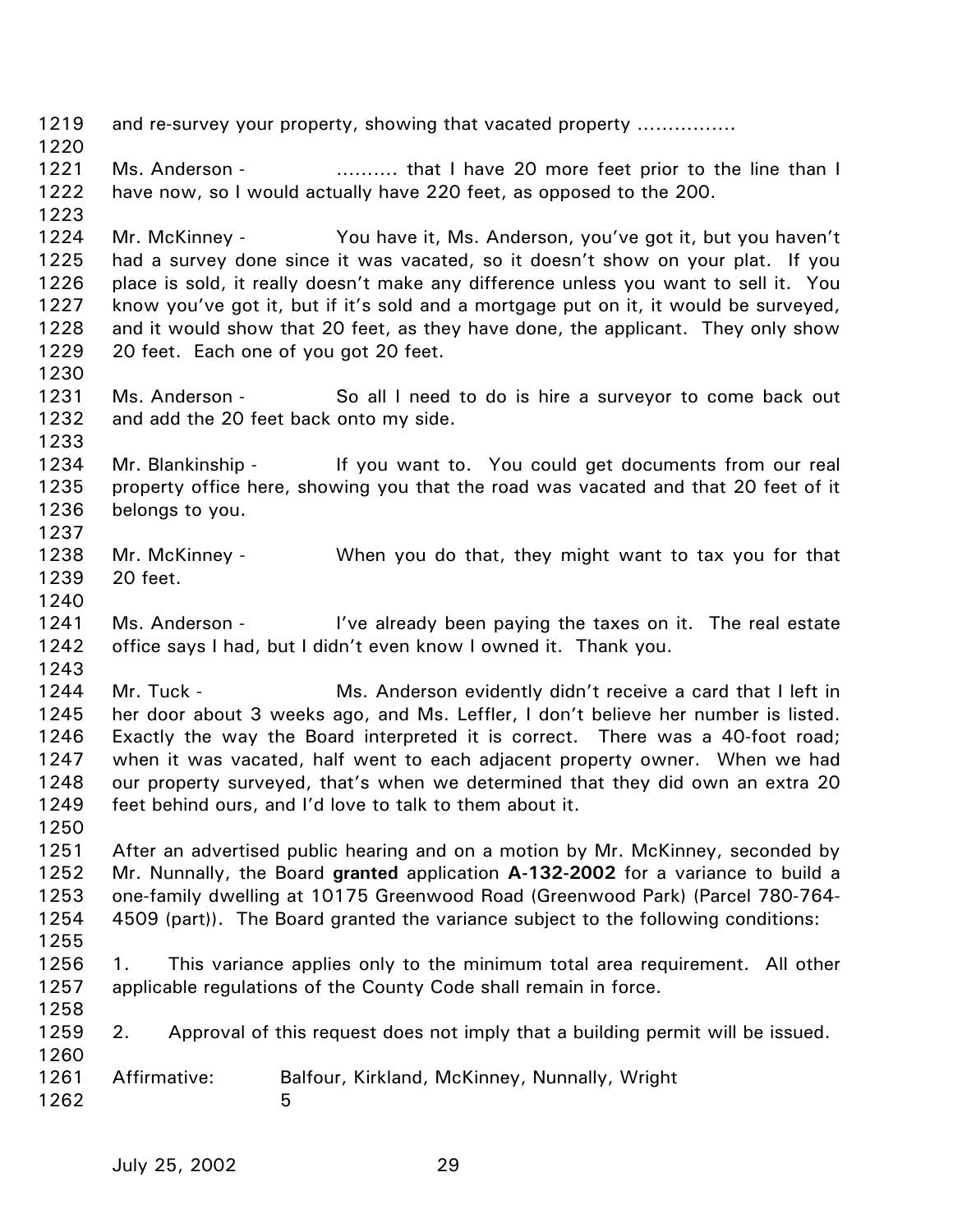and re-survey your property, showing that vacated property ................

Ms. Anderson - .......... that I have 20 more feet prior to the line than I have now, so I would actually have 220 feet, as opposed to the 200.

Mr. McKinney - You have it, Ms. Anderson, you've got it, but you haven't had a survey done since it was vacated, so it doesn't show on your plat. If you place is sold, it really doesn't make any difference unless you want to sell it. You know you've got it, but if it's sold and a mortgage put on it, it would be surveyed, and it would show that 20 feet, as they have done, the applicant. They only show 20 feet. Each one of you got 20 feet.

Ms. Anderson - So all I need to do is hire a surveyor to come back out and add the 20 feet back onto my side.

Mr. Blankinship - If you want to. You could get documents from our real property office here, showing you that the road was vacated and that 20 feet of it belongs to you.

Mr. McKinney - When you do that, they might want to tax you for that 20 feet.

Ms. Anderson - I've already been paying the taxes on it. The real estate office says I had, but I didn't even know I owned it. Thank you.

Mr. Tuck - Ms. Anderson evidently didn't receive a card that I left in her door about 3 weeks ago, and Ms. Leffler, I don't believe her number is listed. Exactly the way the Board interpreted it is correct. There was a 40-foot road; when it was vacated, half went to each adjacent property owner. When we had our property surveyed, that's when we determined that they did own an extra 20 feet behind ours, and I'd love to talk to them about it.

After an advertised public hearing and on a motion by Mr. McKinney, seconded by Mr. Nunnally, the Board **granted** application **A-132-2002** for a variance to build a one-family dwelling at 10175 Greenwood Road (Greenwood Park) (Parcel 780-764-4509 (part)). The Board granted the variance subject to the following conditions:

1. This variance applies only to the minimum total area requirement. All other applicable regulations of the County Code shall remain in force.

2. Approval of this request does not imply that a building permit will be issued.

Affirmative: Balfour, Kirkland, McKinney, Nunnally, Wright 5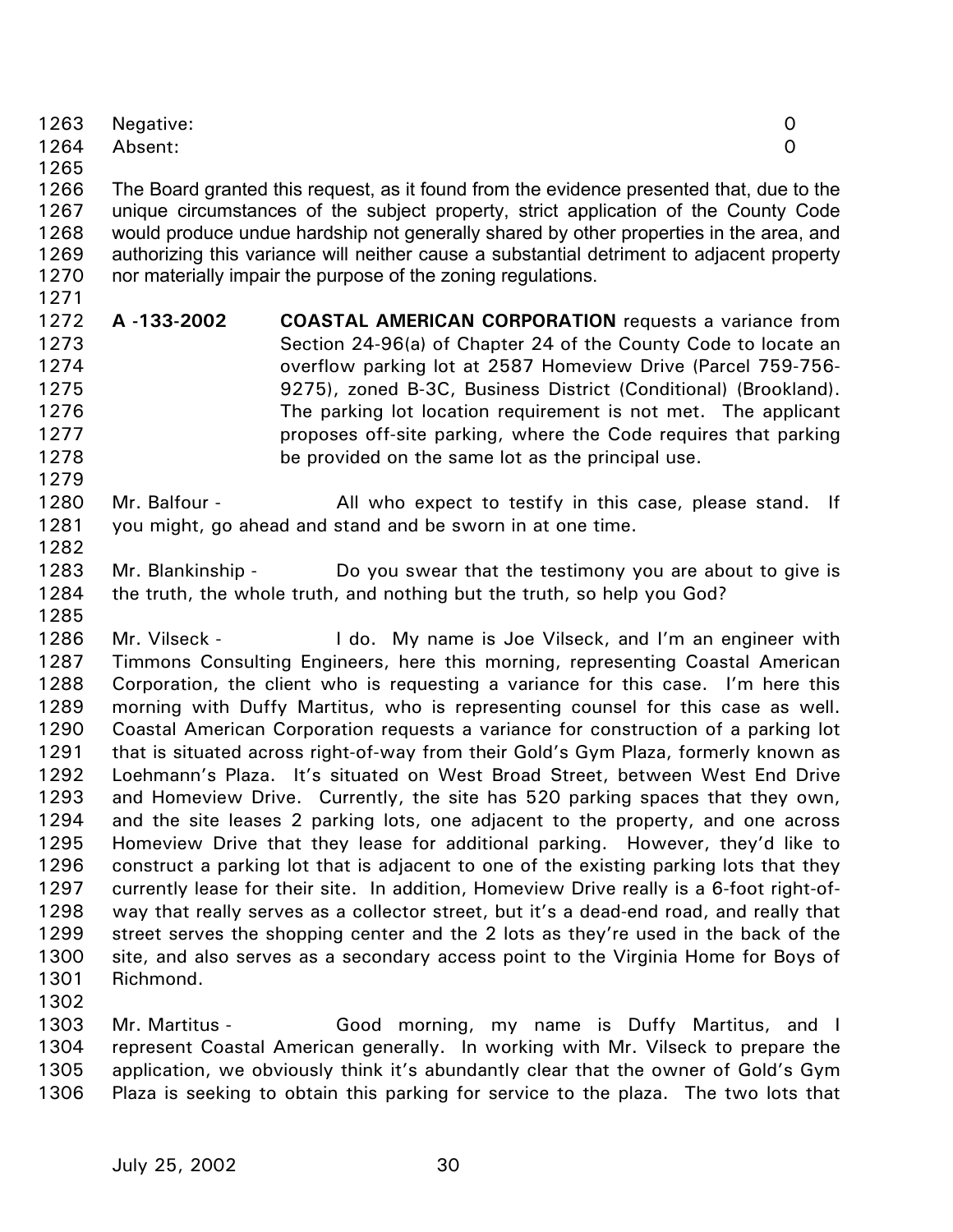Negative: 0
Absent: 0

The Board granted this request, as it found from the evidence presented that, due to the unique circumstances of the subject property, strict application of the County Code would produce undue hardship not generally shared by other properties in the area, and authorizing this variance will neither cause a substantial detriment to adjacent property nor materially impair the purpose of the zoning regulations.

**A -133-2002** **COASTAL AMERICAN CORPORATION** requests a variance from Section 24-96(a) of Chapter 24 of the County Code to locate an overflow parking lot at 2587 Homeview Drive (Parcel 759-756-9275), zoned B-3C, Business District (Conditional) (Brookland). The parking lot location requirement is not met. The applicant proposes off-site parking, where the Code requires that parking be provided on the same lot as the principal use.

Mr. Balfour - All who expect to testify in this case, please stand. If you might, go ahead and stand and be sworn in at one time.

Mr. Blankinship - Do you swear that the testimony you are about to give is the truth, the whole truth, and nothing but the truth, so help you God?

Mr. Vilseck - I do. My name is Joe Vilseck, and I'm an engineer with Timmons Consulting Engineers, here this morning, representing Coastal American Corporation, the client who is requesting a variance for this case. I'm here this morning with Duffy Martitus, who is representing counsel for this case as well. Coastal American Corporation requests a variance for construction of a parking lot that is situated across right-of-way from their Gold's Gym Plaza, formerly known as Loehmann's Plaza. It's situated on West Broad Street, between West End Drive and Homeview Drive. Currently, the site has 520 parking spaces that they own, and the site leases 2 parking lots, one adjacent to the property, and one across Homeview Drive that they lease for additional parking. However, they'd like to construct a parking lot that is adjacent to one of the existing parking lots that they currently lease for their site. In addition, Homeview Drive really is a 6-foot right-of-way that really serves as a collector street, but it's a dead-end road, and really that street serves the shopping center and the 2 lots as they're used in the back of the site, and also serves as a secondary access point to the Virginia Home for Boys of Richmond.

Mr. Martitus - Good morning, my name is Duffy Martitus, and I represent Coastal American generally. In working with Mr. Vilseck to prepare the application, we obviously think it's abundantly clear that the owner of Gold's Gym Plaza is seeking to obtain this parking for service to the plaza. The two lots that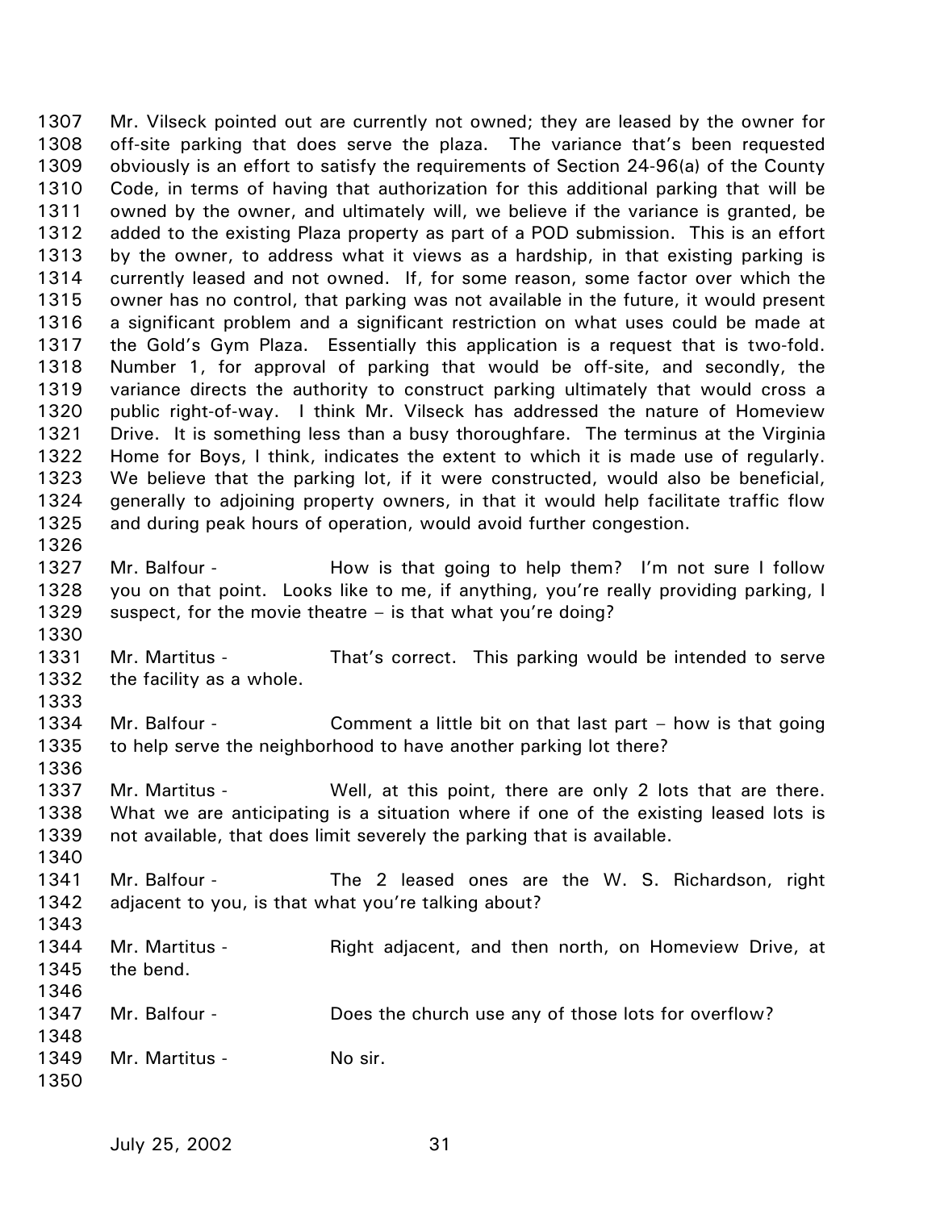Mr. Vilseck pointed out are currently not owned; they are leased by the owner for off-site parking that does serve the plaza. The variance that's been requested obviously is an effort to satisfy the requirements of Section 24-96(a) of the County Code, in terms of having that authorization for this additional parking that will be owned by the owner, and ultimately will, we believe if the variance is granted, be added to the existing Plaza property as part of a POD submission. This is an effort by the owner, to address what it views as a hardship, in that existing parking is currently leased and not owned. If, for some reason, some factor over which the owner has no control, that parking was not available in the future, it would present a significant problem and a significant restriction on what uses could be made at the Gold's Gym Plaza. Essentially this application is a request that is two-fold. Number 1, for approval of parking that would be off-site, and secondly, the variance directs the authority to construct parking ultimately that would cross a public right-of-way. I think Mr. Vilseck has addressed the nature of Homeview Drive. It is something less than a busy thoroughfare. The terminus at the Virginia Home for Boys, I think, indicates the extent to which it is made use of regularly. We believe that the parking lot, if it were constructed, would also be beneficial, generally to adjoining property owners, in that it would help facilitate traffic flow and during peak hours of operation, would avoid further congestion.

Mr. Balfour - How is that going to help them? I'm not sure I follow you on that point. Looks like to me, if anything, you're really providing parking, I suspect, for the movie theatre – is that what you're doing?

Mr. Martitus - That's correct. This parking would be intended to serve the facility as a whole.

Mr. Balfour - Comment a little bit on that last part – how is that going to help serve the neighborhood to have another parking lot there?

Mr. Martitus - Well, at this point, there are only 2 lots that are there. What we are anticipating is a situation where if one of the existing leased lots is not available, that does limit severely the parking that is available.

Mr. Balfour - The 2 leased ones are the W. S. Richardson, right adjacent to you, is that what you're talking about?

Mr. Martitus - Right adjacent, and then north, on Homeview Drive, at the bend.

Mr. Balfour - Does the church use any of those lots for overflow?

Mr. Martitus - No sir.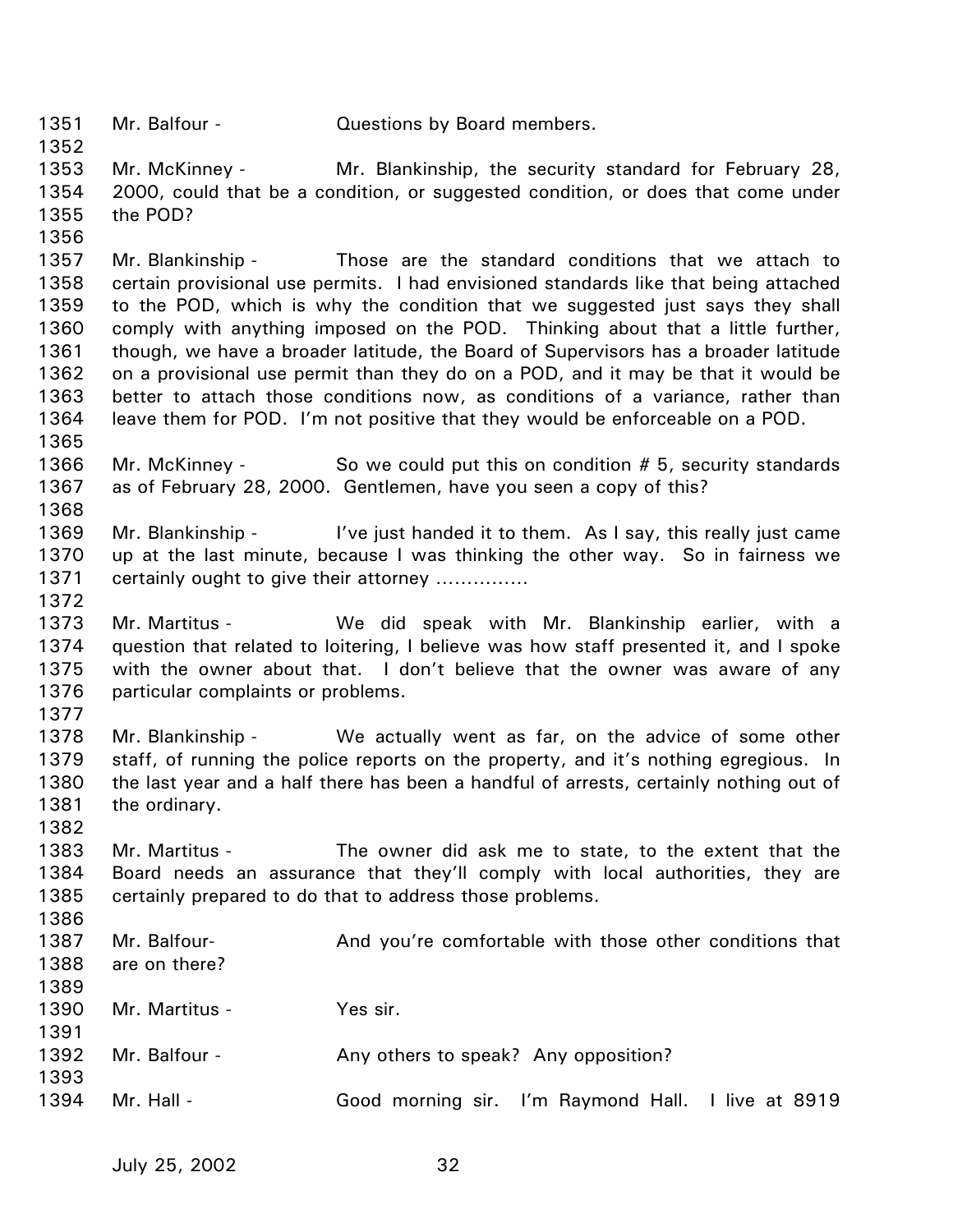1351 Mr. Balfour - Questions by Board members.

1352

1353 Mr. McKinney - Mr. Blankinship, the security standard for February 28,
1354 2000, could that be a condition, or suggested condition, or does that come under
1355 the POD?

1356

1357 Mr. Blankinship - Those are the standard conditions that we attach to
1358 certain provisional use permits. I had envisioned standards like that being attached
1359 to the POD, which is why the condition that we suggested just says they shall
1360 comply with anything imposed on the POD. Thinking about that a little further,
1361 though, we have a broader latitude, the Board of Supervisors has a broader latitude
1362 on a provisional use permit than they do on a POD, and it may be that it would be
1363 better to attach those conditions now, as conditions of a variance, rather than
1364 leave them for POD. I'm not positive that they would be enforceable on a POD.

1365

1366 Mr. McKinney - So we could put this on condition # 5, security standards
1367 as of February 28, 2000. Gentlemen, have you seen a copy of this?

1368

1369 Mr. Blankinship - I've just handed it to them. As I say, this really just came
1370 up at the last minute, because I was thinking the other way. So in fairness we
1371 certainly ought to give their attorney ...............

1372

1373 Mr. Martitus - We did speak with Mr. Blankinship earlier, with a
1374 question that related to loitering, I believe was how staff presented it, and I spoke
1375 with the owner about that. I don't believe that the owner was aware of any
1376 particular complaints or problems.

1377

1378 Mr. Blankinship - We actually went as far, on the advice of some other
1379 staff, of running the police reports on the property, and it's nothing egregious. In
1380 the last year and a half there has been a handful of arrests, certainly nothing out of
1381 the ordinary.

1382

1383 Mr. Martitus - The owner did ask me to state, to the extent that the
1384 Board needs an assurance that they'll comply with local authorities, they are
1385 certainly prepared to do that to address those problems.

1386

1387 Mr. Balfour- And you're comfortable with those other conditions that
1388 are on there?

1389

1390 Mr. Martitus - Yes sir.

1391

1392 Mr. Balfour - Any others to speak? Any opposition?

1393

1394 Mr. Hall - Good morning sir. I'm Raymond Hall. I live at 8919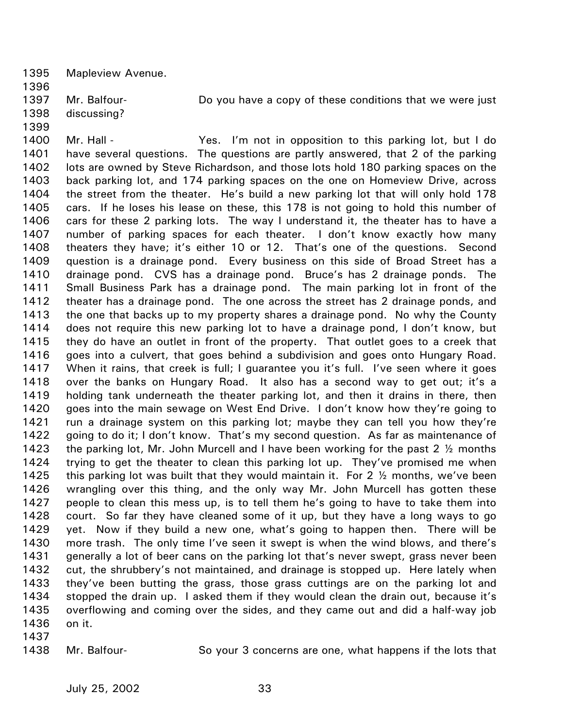1395 Mapleview Avenue.

1396

1397 Mr. Balfour- Do you have a copy of these conditions that we were just
1398 discussing?

1399

1400 Mr. Hall - Yes. I'm not in opposition to this parking lot, but I do
1401 have several questions. The questions are partly answered, that 2 of the parking
1402 lots are owned by Steve Richardson, and those lots hold 180 parking spaces on the
1403 back parking lot, and 174 parking spaces on the one on Homeview Drive, across
1404 the street from the theater. He's build a new parking lot that will only hold 178
1405 cars. If he loses his lease on these, this 178 is not going to hold this number of
1406 cars for these 2 parking lots. The way I understand it, the theater has to have a
1407 number of parking spaces for each theater. I don't know exactly how many
1408 theaters they have; it's either 10 or 12. That's one of the questions. Second
1409 question is a drainage pond. Every business on this side of Broad Street has a
1410 drainage pond. CVS has a drainage pond. Bruce's has 2 drainage ponds. The
1411 Small Business Park has a drainage pond. The main parking lot in front of the
1412 theater has a drainage pond. The one across the street has 2 drainage ponds, and
1413 the one that backs up to my property shares a drainage pond. No why the County
1414 does not require this new parking lot to have a drainage pond, I don't know, but
1415 they do have an outlet in front of the property. That outlet goes to a creek that
1416 goes into a culvert, that goes behind a subdivision and goes onto Hungary Road.
1417 When it rains, that creek is full; I guarantee you it's full. I've seen where it goes
1418 over the banks on Hungary Road. It also has a second way to get out; it's a
1419 holding tank underneath the theater parking lot, and then it drains in there, then
1420 goes into the main sewage on West End Drive. I don't know how they're going to
1421 run a drainage system on this parking lot; maybe they can tell you how they're
1422 going to do it; I don't know. That's my second question. As far as maintenance of
1423 the parking lot, Mr. John Murcell and I have been working for the past 2 ½ months
1424 trying to get the theater to clean this parking lot up. They've promised me when
1425 this parking lot was built that they would maintain it. For 2 ½ months, we've been
1426 wrangling over this thing, and the only way Mr. John Murcell has gotten these
1427 people to clean this mess up, is to tell them he's going to have to take them into
1428 court. So far they have cleaned some of it up, but they have a long ways to go
1429 yet. Now if they build a new one, what's going to happen then. There will be
1430 more trash. The only time I've seen it swept is when the wind blows, and there's
1431 generally a lot of beer cans on the parking lot that's never swept, grass never been
1432 cut, the shrubbery's not maintained, and drainage is stopped up. Here lately when
1433 they've been butting the grass, those grass cuttings are on the parking lot and
1434 stopped the drain up. I asked them if they would clean the drain out, because it's
1435 overflowing and coming over the sides, and they came out and did a half-way job
1436 on it.

1437

1438 Mr. Balfour- So your 3 concerns are one, what happens if the lots that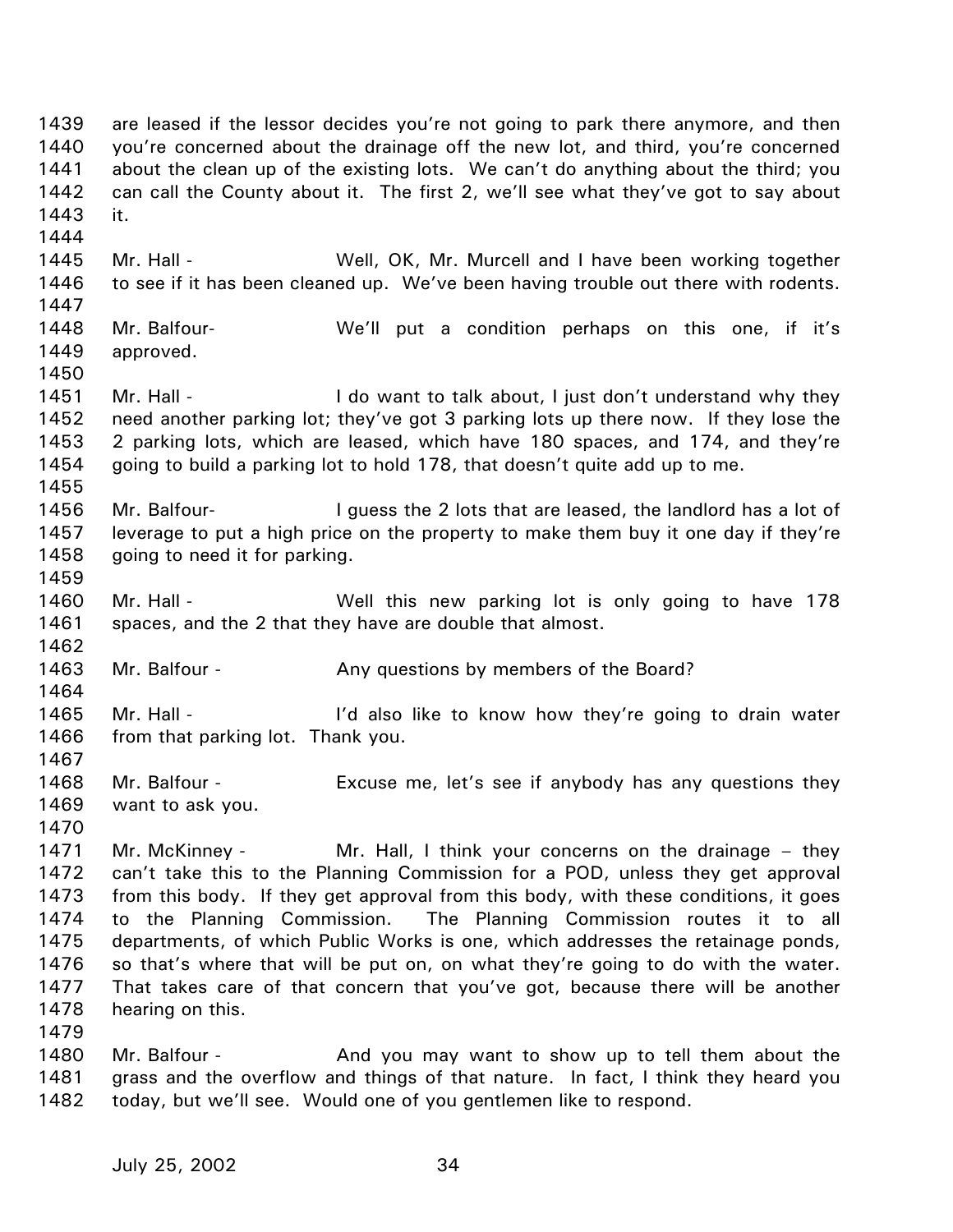are leased if the lessor decides you're not going to park there anymore, and then you're concerned about the drainage off the new lot, and third, you're concerned about the clean up of the existing lots. We can't do anything about the third; you can call the County about it. The first 2, we'll see what they've got to say about it.

Mr. Hall - Well, OK, Mr. Murcell and I have been working together to see if it has been cleaned up. We've been having trouble out there with rodents.

Mr. Balfour- We'll put a condition perhaps on this one, if it's approved.

Mr. Hall - I do want to talk about, I just don't understand why they need another parking lot; they've got 3 parking lots up there now. If they lose the 2 parking lots, which are leased, which have 180 spaces, and 174, and they're going to build a parking lot to hold 178, that doesn't quite add up to me.

Mr. Balfour- I guess the 2 lots that are leased, the landlord has a lot of leverage to put a high price on the property to make them buy it one day if they're going to need it for parking.

Mr. Hall - Well this new parking lot is only going to have 178 spaces, and the 2 that they have are double that almost.

Mr. Balfour - Any questions by members of the Board?

Mr. Hall - I'd also like to know how they're going to drain water from that parking lot. Thank you.

Mr. Balfour - Excuse me, let's see if anybody has any questions they want to ask you.

Mr. McKinney - Mr. Hall, I think your concerns on the drainage – they can't take this to the Planning Commission for a POD, unless they get approval from this body. If they get approval from this body, with these conditions, it goes to the Planning Commission. The Planning Commission routes it to all departments, of which Public Works is one, which addresses the retainage ponds, so that's where that will be put on, on what they're going to do with the water. That takes care of that concern that you've got, because there will be another hearing on this.

Mr. Balfour - And you may want to show up to tell them about the grass and the overflow and things of that nature. In fact, I think they heard you today, but we'll see. Would one of you gentlemen like to respond.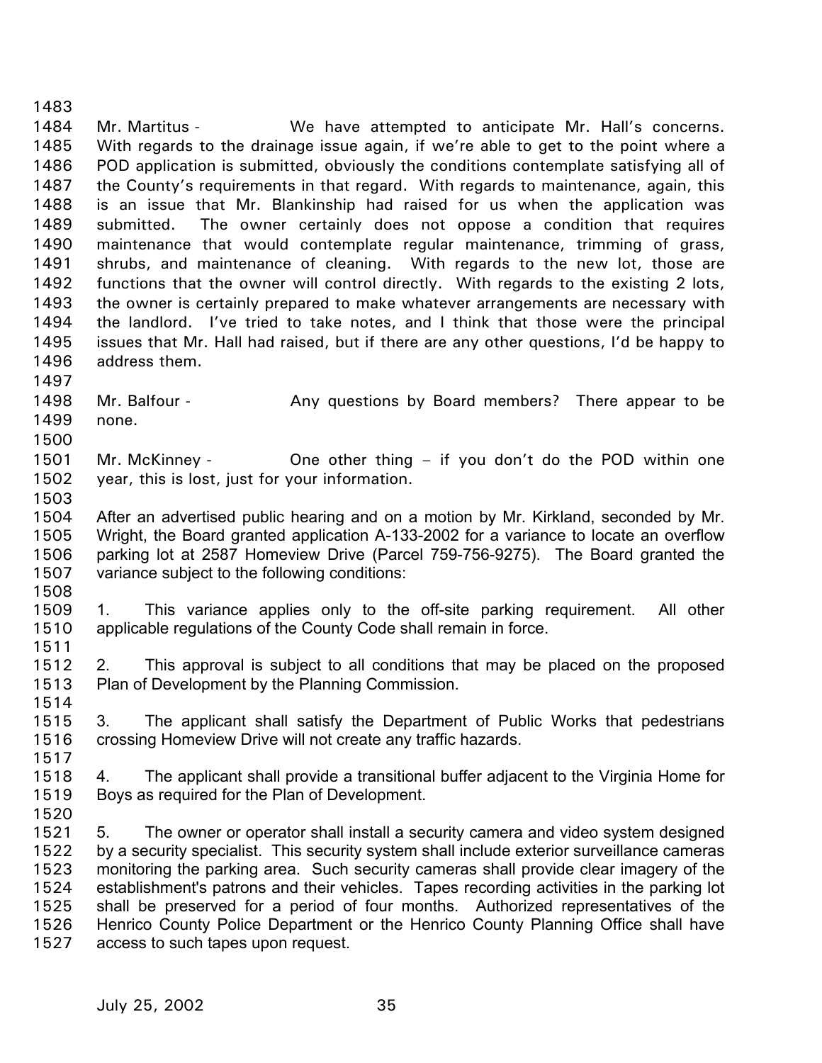Mr. Martitus - We have attempted to anticipate Mr. Hall's concerns. With regards to the drainage issue again, if we're able to get to the point where a POD application is submitted, obviously the conditions contemplate satisfying all of the County's requirements in that regard. With regards to maintenance, again, this is an issue that Mr. Blankinship had raised for us when the application was submitted. The owner certainly does not oppose a condition that requires maintenance that would contemplate regular maintenance, trimming of grass, shrubs, and maintenance of cleaning. With regards to the new lot, those are functions that the owner will control directly. With regards to the existing 2 lots, the owner is certainly prepared to make whatever arrangements are necessary with the landlord. I've tried to take notes, and I think that those were the principal issues that Mr. Hall had raised, but if there are any other questions, I'd be happy to address them.

Mr. Balfour - Any questions by Board members? There appear to be none.

Mr. McKinney - One other thing – if you don't do the POD within one year, this is lost, just for your information.

After an advertised public hearing and on a motion by Mr. Kirkland, seconded by Mr. Wright, the Board granted application A-133-2002 for a variance to locate an overflow parking lot at 2587 Homeview Drive (Parcel 759-756-9275). The Board granted the variance subject to the following conditions:

1. This variance applies only to the off-site parking requirement. All other applicable regulations of the County Code shall remain in force.

2. This approval is subject to all conditions that may be placed on the proposed Plan of Development by the Planning Commission.

3. The applicant shall satisfy the Department of Public Works that pedestrians crossing Homeview Drive will not create any traffic hazards.

4. The applicant shall provide a transitional buffer adjacent to the Virginia Home for Boys as required for the Plan of Development.

5. The owner or operator shall install a security camera and video system designed by a security specialist. This security system shall include exterior surveillance cameras monitoring the parking area. Such security cameras shall provide clear imagery of the establishment's patrons and their vehicles. Tapes recording activities in the parking lot shall be preserved for a period of four months. Authorized representatives of the Henrico County Police Department or the Henrico County Planning Office shall have access to such tapes upon request.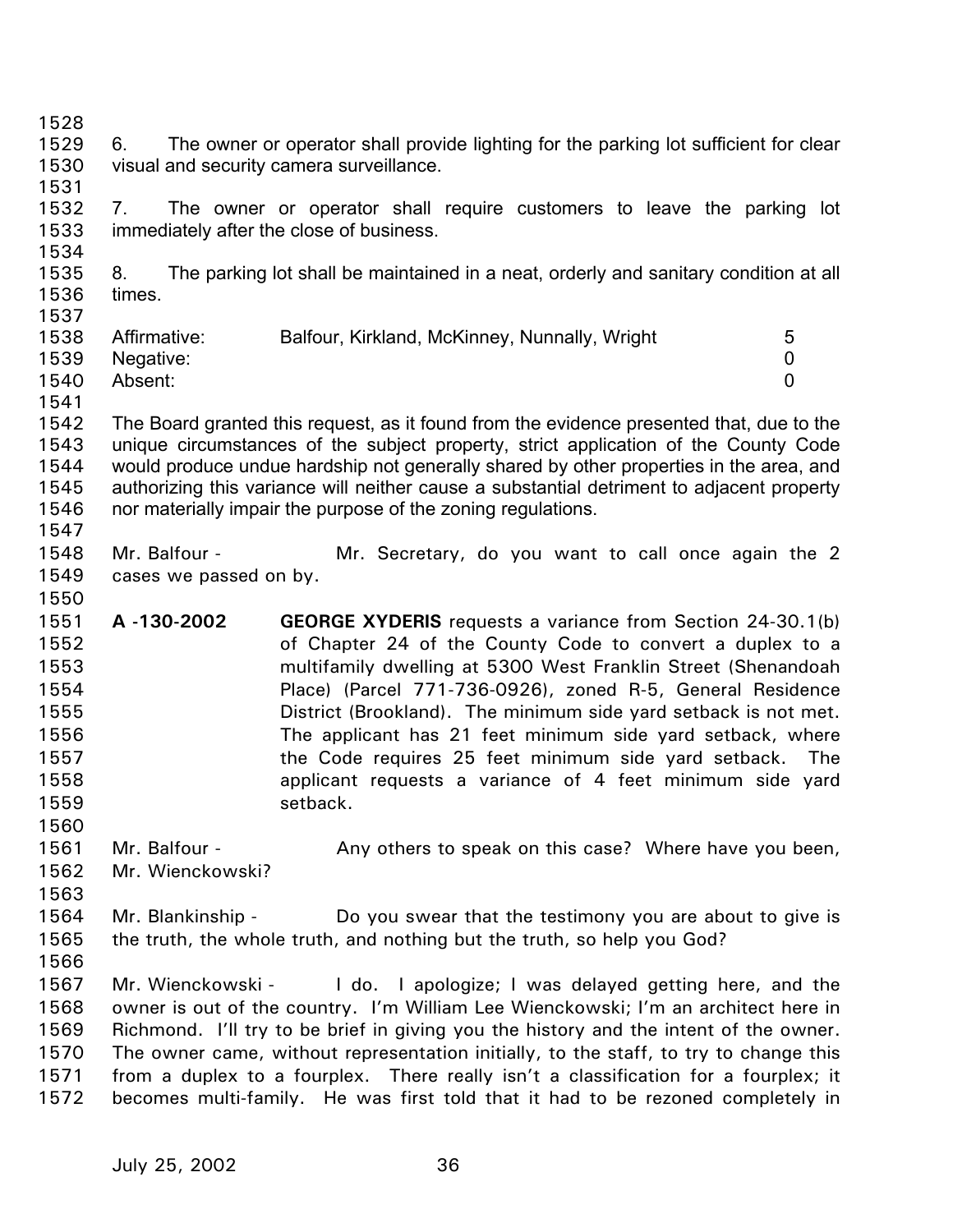6. The owner or operator shall provide lighting for the parking lot sufficient for clear visual and security camera surveillance.

7. The owner or operator shall require customers to leave the parking lot immediately after the close of business.

8. The parking lot shall be maintained in a neat, orderly and sanitary condition at all times.

| | | |
|---|---|---|
| Affirmative: | Balfour, Kirkland, McKinney, Nunnally, Wright | 5 |
| Negative: | | 0 |
| Absent: | | 0 |

The Board granted this request, as it found from the evidence presented that, due to the unique circumstances of the subject property, strict application of the County Code would produce undue hardship not generally shared by other properties in the area, and authorizing this variance will neither cause a substantial detriment to adjacent property nor materially impair the purpose of the zoning regulations.

Mr. Balfour - Mr. Secretary, do you want to call once again the 2 cases we passed on by.

**A -130-2002** **GEORGE XYDERIS** requests a variance from Section 24-30.1(b) of Chapter 24 of the County Code to convert a duplex to a multifamily dwelling at 5300 West Franklin Street (Shenandoah Place) (Parcel 771-736-0926), zoned R-5, General Residence District (Brookland). The minimum side yard setback is not met. The applicant has 21 feet minimum side yard setback, where the Code requires 25 feet minimum side yard setback. The applicant requests a variance of 4 feet minimum side yard setback.

Mr. Balfour - Any others to speak on this case? Where have you been, Mr. Wienckowski?

Mr. Blankinship - Do you swear that the testimony you are about to give is the truth, the whole truth, and nothing but the truth, so help you God?

Mr. Wienckowski - I do. I apologize; I was delayed getting here, and the owner is out of the country. I'm William Lee Wienckowski; I'm an architect here in Richmond. I'll try to be brief in giving you the history and the intent of the owner. The owner came, without representation initially, to the staff, to try to change this from a duplex to a fourplex. There really isn't a classification for a fourplex; it becomes multi-family. He was first told that it had to be rezoned completely in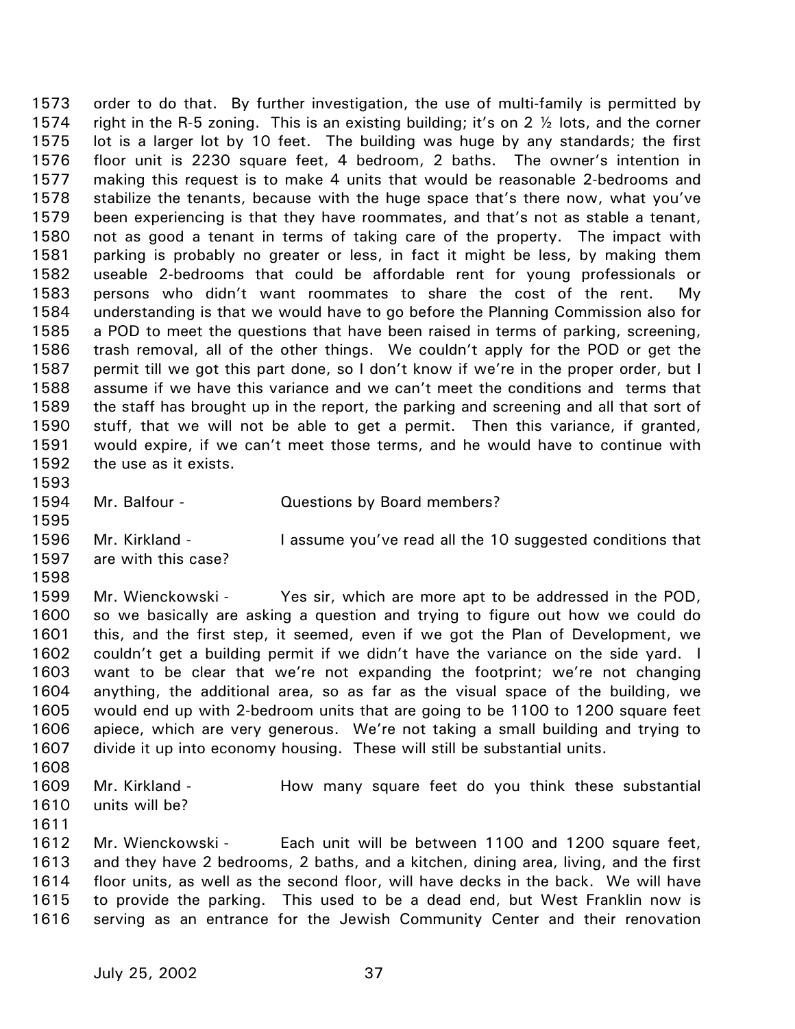order to do that. By further investigation, the use of multi-family is permitted by right in the R-5 zoning. This is an existing building; it's on 2 ½ lots, and the corner lot is a larger lot by 10 feet. The building was huge by any standards; the first floor unit is 2230 square feet, 4 bedroom, 2 baths. The owner's intention in making this request is to make 4 units that would be reasonable 2-bedrooms and stabilize the tenants, because with the huge space that's there now, what you've been experiencing is that they have roommates, and that's not as stable a tenant, not as good a tenant in terms of taking care of the property. The impact with parking is probably no greater or less, in fact it might be less, by making them useable 2-bedrooms that could be affordable rent for young professionals or persons who didn't want roommates to share the cost of the rent. My understanding is that we would have to go before the Planning Commission also for a POD to meet the questions that have been raised in terms of parking, screening, trash removal, all of the other things. We couldn't apply for the POD or get the permit till we got this part done, so I don't know if we're in the proper order, but I assume if we have this variance and we can't meet the conditions and terms that the staff has brought up in the report, the parking and screening and all that sort of stuff, that we will not be able to get a permit. Then this variance, if granted, would expire, if we can't meet those terms, and he would have to continue with the use as it exists.

Mr. Balfour - Questions by Board members?

Mr. Kirkland - I assume you've read all the 10 suggested conditions that are with this case?

Mr. Wienckowski - Yes sir, which are more apt to be addressed in the POD, so we basically are asking a question and trying to figure out how we could do this, and the first step, it seemed, even if we got the Plan of Development, we couldn't get a building permit if we didn't have the variance on the side yard. I want to be clear that we're not expanding the footprint; we're not changing anything, the additional area, so as far as the visual space of the building, we would end up with 2-bedroom units that are going to be 1100 to 1200 square feet apiece, which are very generous. We're not taking a small building and trying to divide it up into economy housing. These will still be substantial units.

Mr. Kirkland - How many square feet do you think these substantial units will be?

Mr. Wienckowski - Each unit will be between 1100 and 1200 square feet, and they have 2 bedrooms, 2 baths, and a kitchen, dining area, living, and the first floor units, as well as the second floor, will have decks in the back. We will have to provide the parking. This used to be a dead end, but West Franklin now is serving as an entrance for the Jewish Community Center and their renovation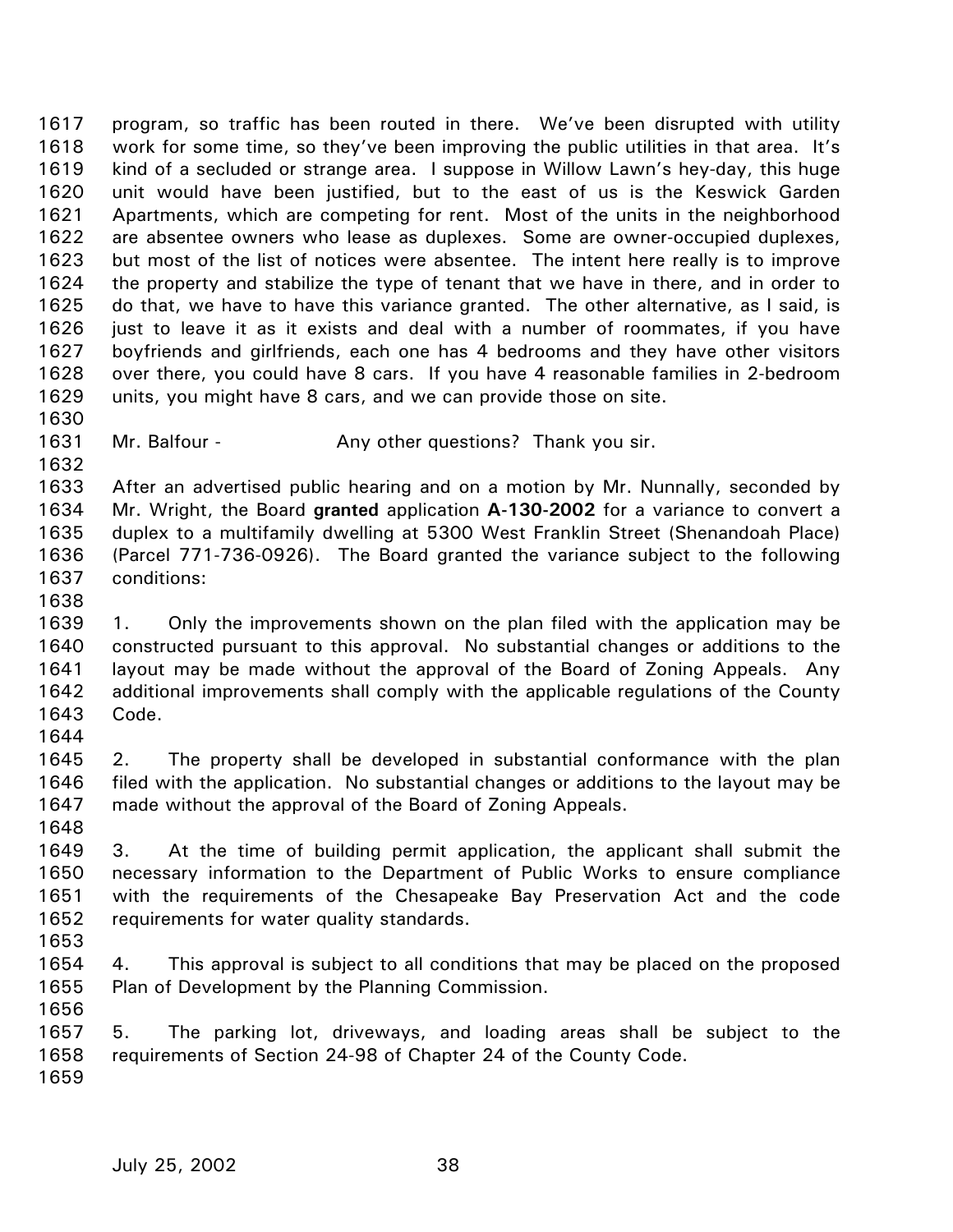program, so traffic has been routed in there. We've been disrupted with utility work for some time, so they've been improving the public utilities in that area. It's kind of a secluded or strange area. I suppose in Willow Lawn's hey-day, this huge unit would have been justified, but to the east of us is the Keswick Garden Apartments, which are competing for rent. Most of the units in the neighborhood are absentee owners who lease as duplexes. Some are owner-occupied duplexes, but most of the list of notices were absentee. The intent here really is to improve the property and stabilize the type of tenant that we have in there, and in order to do that, we have to have this variance granted. The other alternative, as I said, is just to leave it as it exists and deal with a number of roommates, if you have boyfriends and girlfriends, each one has 4 bedrooms and they have other visitors over there, you could have 8 cars. If you have 4 reasonable families in 2-bedroom units, you might have 8 cars, and we can provide those on site.

Mr. Balfour - Any other questions? Thank you sir.

After an advertised public hearing and on a motion by Mr. Nunnally, seconded by Mr. Wright, the Board **granted** application **A-130-2002** for a variance to convert a duplex to a multifamily dwelling at 5300 West Franklin Street (Shenandoah Place) (Parcel 771-736-0926). The Board granted the variance subject to the following conditions:

1. Only the improvements shown on the plan filed with the application may be constructed pursuant to this approval. No substantial changes or additions to the layout may be made without the approval of the Board of Zoning Appeals. Any additional improvements shall comply with the applicable regulations of the County Code.

2. The property shall be developed in substantial conformance with the plan filed with the application. No substantial changes or additions to the layout may be made without the approval of the Board of Zoning Appeals.

3. At the time of building permit application, the applicant shall submit the necessary information to the Department of Public Works to ensure compliance with the requirements of the Chesapeake Bay Preservation Act and the code requirements for water quality standards.

4. This approval is subject to all conditions that may be placed on the proposed Plan of Development by the Planning Commission.

5. The parking lot, driveways, and loading areas shall be subject to the requirements of Section 24-98 of Chapter 24 of the County Code.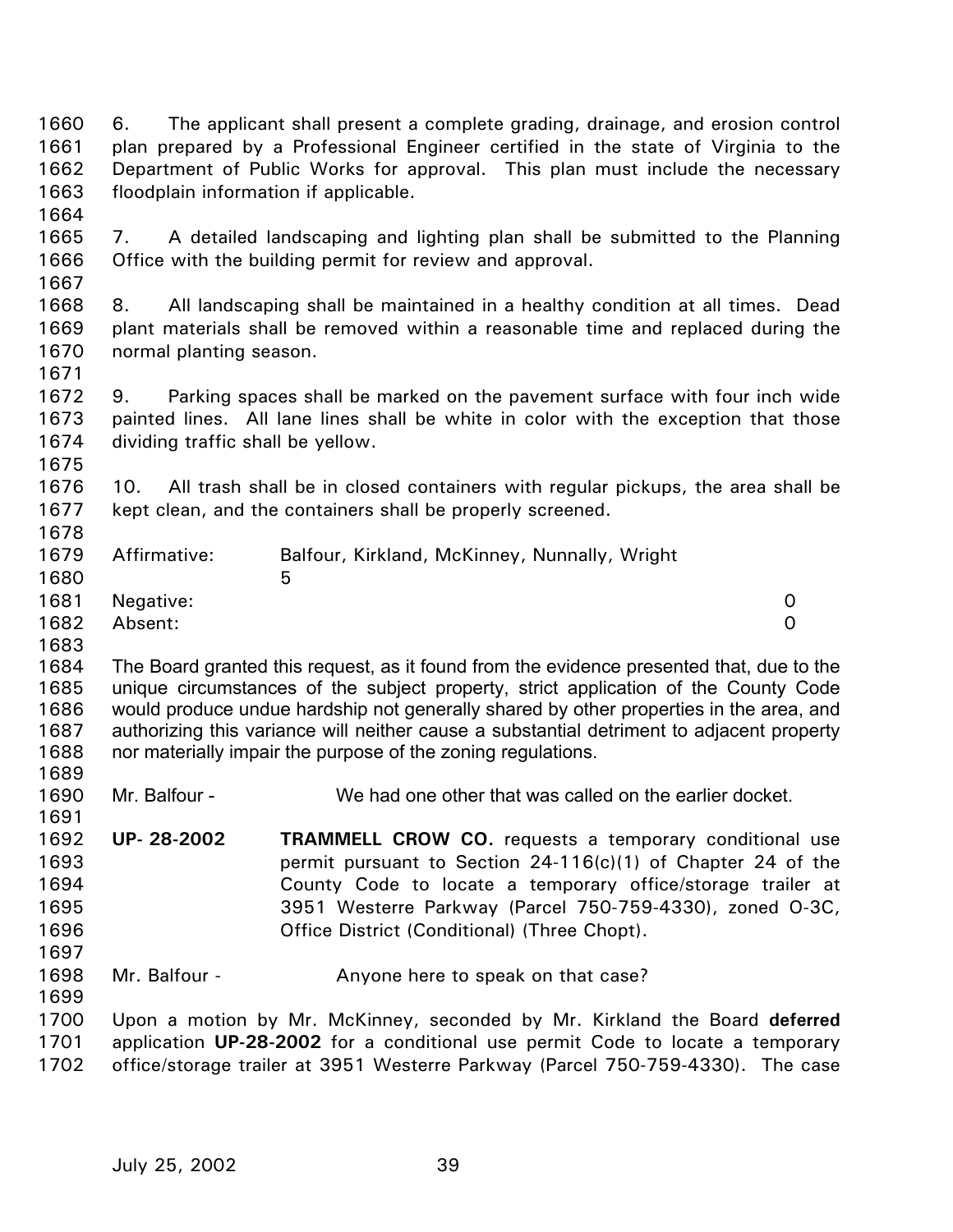6. The applicant shall present a complete grading, drainage, and erosion control plan prepared by a Professional Engineer certified in the state of Virginia to the Department of Public Works for approval. This plan must include the necessary floodplain information if applicable.

7. A detailed landscaping and lighting plan shall be submitted to the Planning Office with the building permit for review and approval.

8. All landscaping shall be maintained in a healthy condition at all times. Dead plant materials shall be removed within a reasonable time and replaced during the normal planting season.

9. Parking spaces shall be marked on the pavement surface with four inch wide painted lines. All lane lines shall be white in color with the exception that those dividing traffic shall be yellow.

10. All trash shall be in closed containers with regular pickups, the area shall be kept clean, and the containers shall be properly screened.

| | | |
|---|---|---|
| Affirmative: | Balfour, Kirkland, McKinney, Nunnally, Wright | 5 |
| Negative: | | 0 |
| Absent: | | 0 |

The Board granted this request, as it found from the evidence presented that, due to the unique circumstances of the subject property, strict application of the County Code would produce undue hardship not generally shared by other properties in the area, and authorizing this variance will neither cause a substantial detriment to adjacent property nor materially impair the purpose of the zoning regulations.

Mr. Balfour - We had one other that was called on the earlier docket.

**UP- 28-2002** **TRAMMELL CROW CO.** requests a temporary conditional use permit pursuant to Section 24-116(c)(1) of Chapter 24 of the County Code to locate a temporary office/storage trailer at 3951 Westerre Parkway (Parcel 750-759-4330), zoned O-3C, Office District (Conditional) (Three Chopt).

Mr. Balfour - Anyone here to speak on that case?

Upon a motion by Mr. McKinney, seconded by Mr. Kirkland the Board **deferred** application **UP-28-2002** for a conditional use permit Code to locate a temporary office/storage trailer at 3951 Westerre Parkway (Parcel 750-759-4330). The case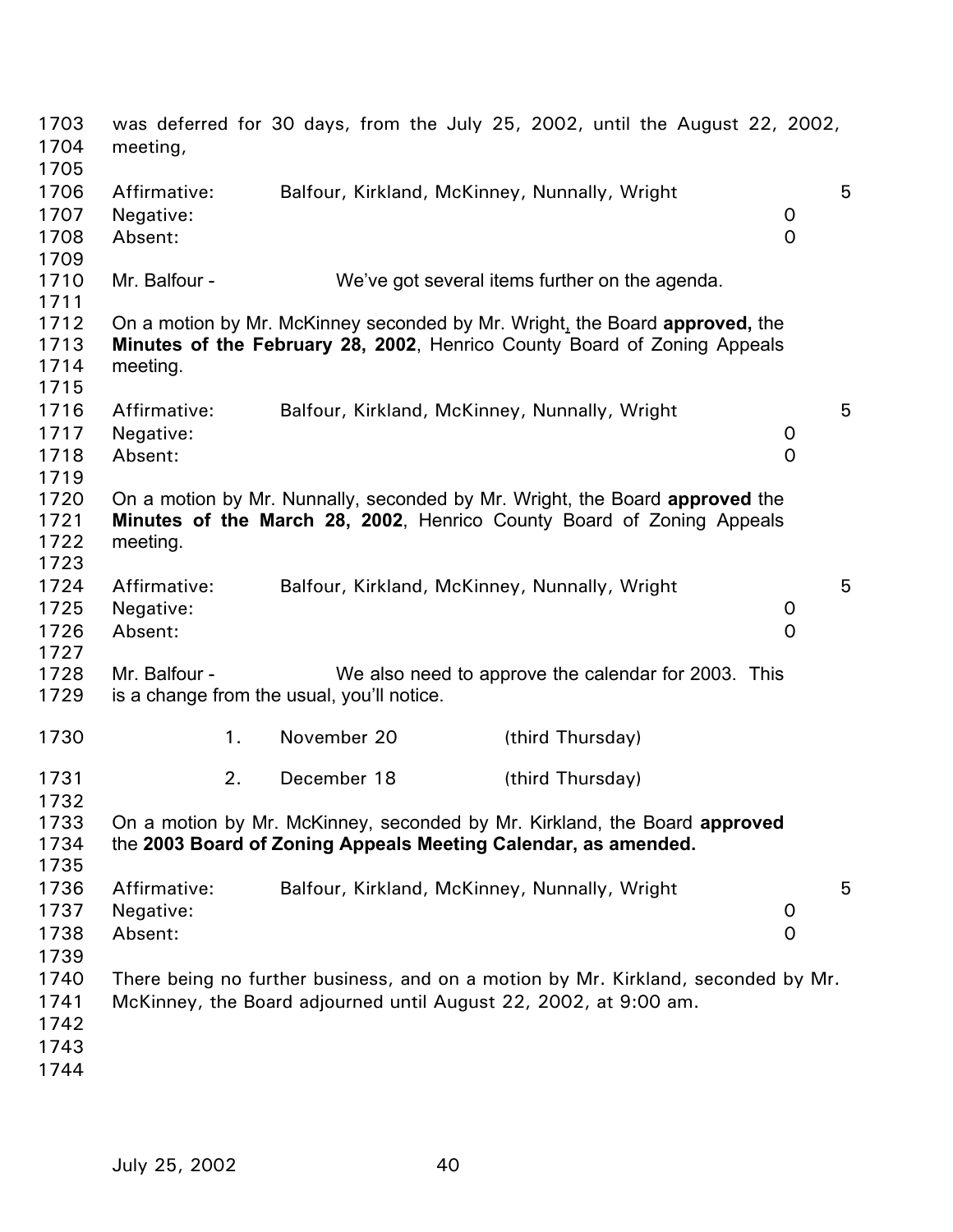was deferred for 30 days, from the July 25, 2002, until the August 22, 2002, meeting,

| | | |
|---|---|---|
| Affirmative: | Balfour, Kirkland, McKinney, Nunnally, Wright | 5 |
| Negative: | | 0 |
| Absent: | | 0 |

Mr. Balfour - We've got several items further on the agenda.

On a motion by Mr. McKinney seconded by Mr. Wright, the Board **approved,** the **Minutes of the February 28, 2002**, Henrico County Board of Zoning Appeals meeting.

| | | |
|---|---|---|
| Affirmative: | Balfour, Kirkland, McKinney, Nunnally, Wright | 5 |
| Negative: | | 0 |
| Absent: | | 0 |

On a motion by Mr. Nunnally, seconded by Mr. Wright, the Board **approved** the **Minutes of the March 28, 2002**, Henrico County Board of Zoning Appeals meeting.

| | | |
|---|---|---|
| Affirmative: | Balfour, Kirkland, McKinney, Nunnally, Wright | 5 |
| Negative: | | 0 |
| Absent: | | 0 |

Mr. Balfour - We also need to approve the calendar for 2003. This is a change from the usual, you'll notice.

1. November 20 (third Thursday)
2. December 18 (third Thursday)

On a motion by Mr. McKinney, seconded by Mr. Kirkland, the Board **approved** the **2003 Board of Zoning Appeals Meeting Calendar, as amended.**

| | | |
|---|---|---|
| Affirmative: | Balfour, Kirkland, McKinney, Nunnally, Wright | 5 |
| Negative: | | 0 |
| Absent: | | 0 |

There being no further business, and on a motion by Mr. Kirkland, seconded by Mr. McKinney, the Board adjourned until August 22, 2002, at 9:00 am.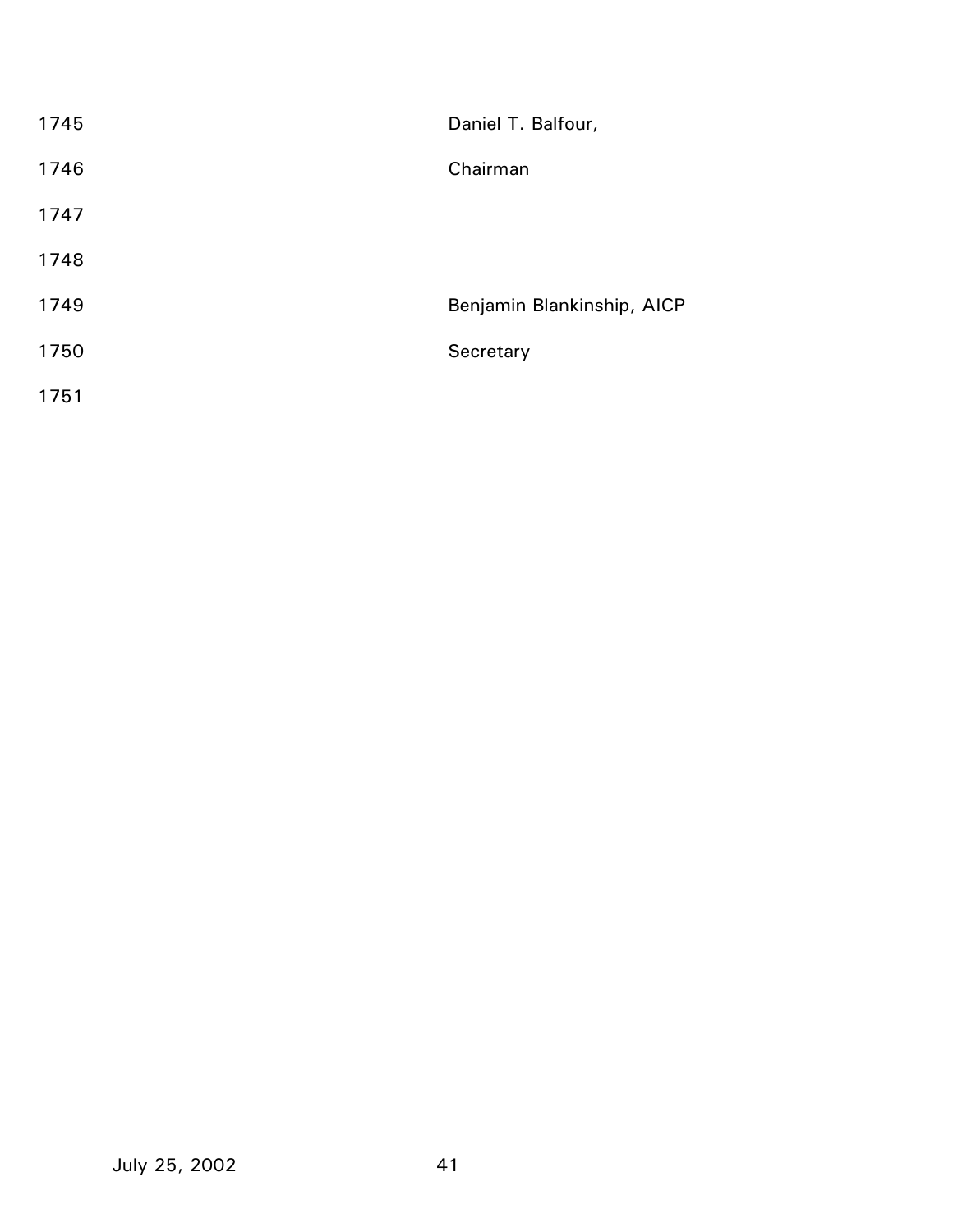1745 Daniel T. Balfour,

1746 Chairman

1747

1748

1749 Benjamin Blankinship, AICP

1750 Secretary

1751